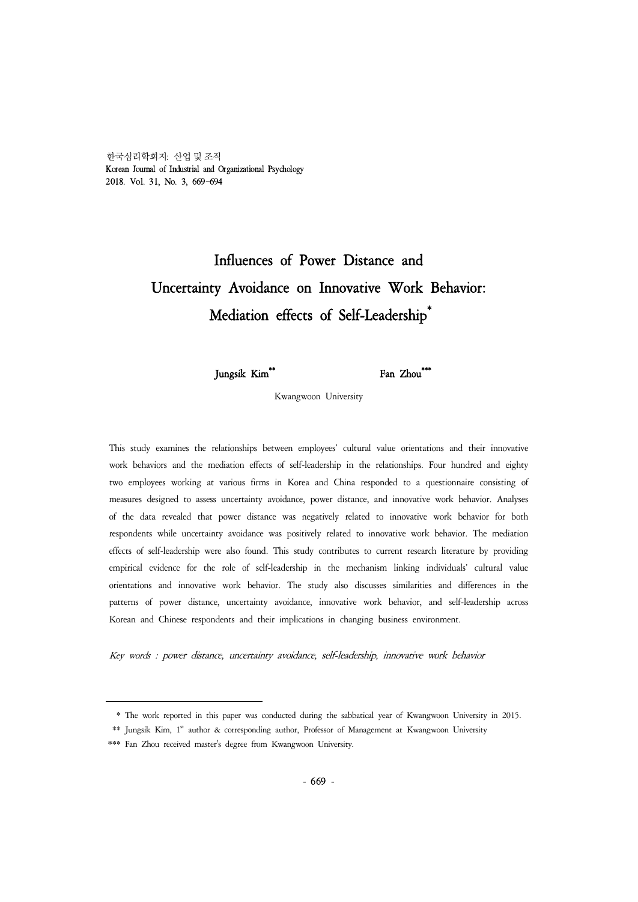# Influences of Power Distance and Uncertainty Avoidance on Innovative Work Behavior: Mediation effects of Self-Leadership*

**Jungsik Kim**** **Fan Zhou*****

Kwangwoon University

This study examines the relationships between employees' cultural value orientations and their innovative work behaviors and the mediation effects of self-leadership in the relationships. Four hundred and eighty two employees working at various firms in Korea and China responded to a questionnaire consisting of measures designed to assess uncertainty avoidance, power distance, and innovative work behavior. Analyses of the data revealed that power distance was negatively related to innovative work behavior for both respondents while uncertainty avoidance was positively related to innovative work behavior. The mediation effects of self-leadership were also found. This study contributes to current research literature by providing empirical evidence for the role of self-leadership in the mechanism linking individuals' cultural value orientations and innovative work behavior. The study also discusses similarities and differences in the patterns of power distance, uncertainty avoidance, innovative work behavior, and self-leadership across Korean and Chinese respondents and their implications in changing business environment.

*Key words : power distance, uncertainty avoidance, self-leadership, innovative work behavior*

---

\* The work reported in this paper was conducted during the sabbatical year of Kwangwoon University in 2015.

\*\* Jungsik Kim, 1st author & corresponding author, Professor of Management at Kwangwoon University

\*\*\* Fan Zhou received master's degree from Kwangwoon University.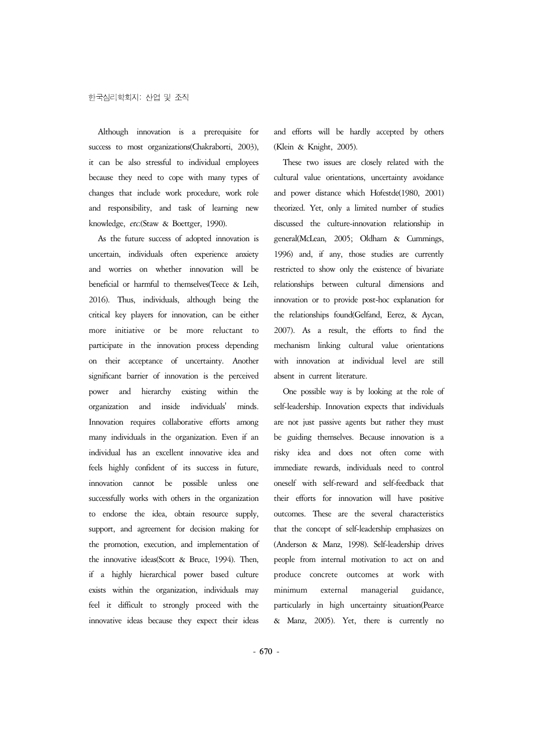Although innovation is a prerequisite for success to most organizations(Chakraborti, 2003), it can be also stressful to individual employees because they need to cope with many types of changes that include work procedure, work role and responsibility, and task of learning new knowledge, *etc.*(Staw & Boettger, 1990).

As the future success of adopted innovation is uncertain, individuals often experience anxiety and worries on whether innovation will be beneficial or harmful to themselves(Teece & Leih, 2016). Thus, individuals, although being the critical key players for innovation, can be either more initiative or be more reluctant to participate in the innovation process depending on their acceptance of uncertainty. Another significant barrier of innovation is the perceived power and hierarchy existing within the organization and inside individuals' minds. Innovation requires collaborative efforts among many individuals in the organization. Even if an individual has an excellent innovative idea and feels highly confident of its success in future, innovation cannot be possible unless one successfully works with others in the organization to endorse the idea, obtain resource supply, support, and agreement for decision making for the promotion, execution, and implementation of the innovative ideas(Scott & Bruce, 1994). Then, if a highly hierarchical power based culture exists within the organization, individuals may feel it difficult to strongly proceed with the innovative ideas because they expect their ideas and efforts will be hardly accepted by others (Klein & Knight, 2005).

These two issues are closely related with the cultural value orientations, uncertainty avoidance and power distance which Hofestde(1980, 2001) theorized. Yet, only a limited number of studies discussed the culture-innovation relationship in general(McLean, 2005; Oldham & Cummings, 1996) and, if any, those studies are currently restricted to show only the existence of bivariate relationships between cultural dimensions and innovation or to provide post-hoc explanation for the relationships found(Gelfand, Eerez, & Aycan, 2007). As a result, the efforts to find the mechanism linking cultural value orientations with innovation at individual level are still absent in current literature.

One possible way is by looking at the role of self-leadership. Innovation expects that individuals are not just passive agents but rather they must be guiding themselves. Because innovation is a risky idea and does not often come with immediate rewards, individuals need to control oneself with self-reward and self-feedback that their efforts for innovation will have positive outcomes. These are the several characteristics that the concept of self-leadership emphasizes on (Anderson & Manz, 1998). Self-leadership drives people from internal motivation to act on and produce concrete outcomes at work with minimum external managerial guidance, particularly in high uncertainty situation(Pearce & Manz, 2005). Yet, there is currently no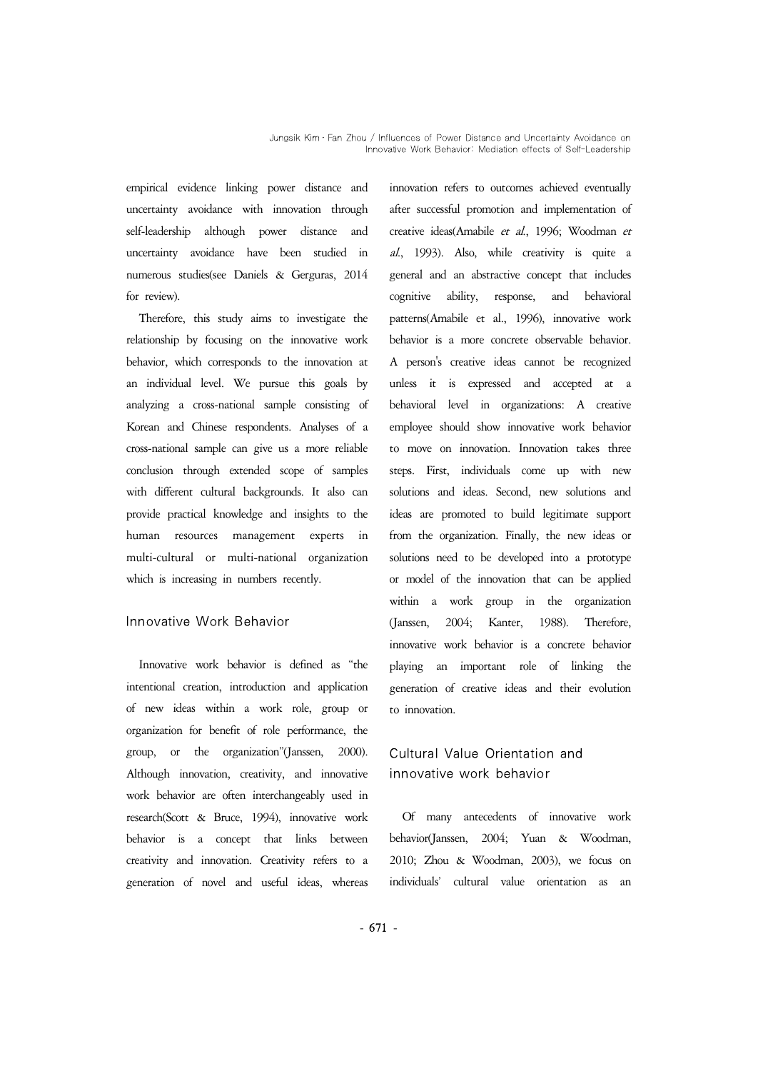empirical evidence linking power distance and uncertainty avoidance with innovation through self-leadership although power distance and uncertainty avoidance have been studied in numerous studies(see Daniels & Gerguras, 2014 for review).

Therefore, this study aims to investigate the relationship by focusing on the innovative work behavior, which corresponds to the innovation at an individual level. We pursue this goals by analyzing a cross-national sample consisting of Korean and Chinese respondents. Analyses of a cross-national sample can give us a more reliable conclusion through extended scope of samples with different cultural backgrounds. It also can provide practical knowledge and insights to the human resources management experts in multi-cultural or multi-national organization which is increasing in numbers recently.

## Innovative Work Behavior

Innovative work behavior is defined as "the intentional creation, introduction and application of new ideas within a work role, group or organization for benefit of role performance, the group, or the organization"(Janssen, 2000). Although innovation, creativity, and innovative work behavior are often interchangeably used in research(Scott & Bruce, 1994), innovative work behavior is a concept that links between creativity and innovation. Creativity refers to a generation of novel and useful ideas, whereas innovation refers to outcomes achieved eventually after successful promotion and implementation of creative ideas(Amabile *et al.*, 1996; Woodman *et al.*, 1993). Also, while creativity is quite a general and an abstractive concept that includes cognitive ability, response, and behavioral patterns(Amabile et al., 1996), innovative work behavior is a more concrete observable behavior. A person's creative ideas cannot be recognized unless it is expressed and accepted at a behavioral level in organizations: A creative employee should show innovative work behavior to move on innovation. Innovation takes three steps. First, individuals come up with new solutions and ideas. Second, new solutions and ideas are promoted to build legitimate support from the organization. Finally, the new ideas or solutions need to be developed into a prototype or model of the innovation that can be applied within a work group in the organization (Janssen, 2004; Kanter, 1988). Therefore, innovative work behavior is a concrete behavior playing an important role of linking the generation of creative ideas and their evolution to innovation.

## Cultural Value Orientation and innovative work behavior

Of many antecedents of innovative work behavior(Janssen, 2004; Yuan & Woodman, 2010; Zhou & Woodman, 2003), we focus on individuals' cultural value orientation as an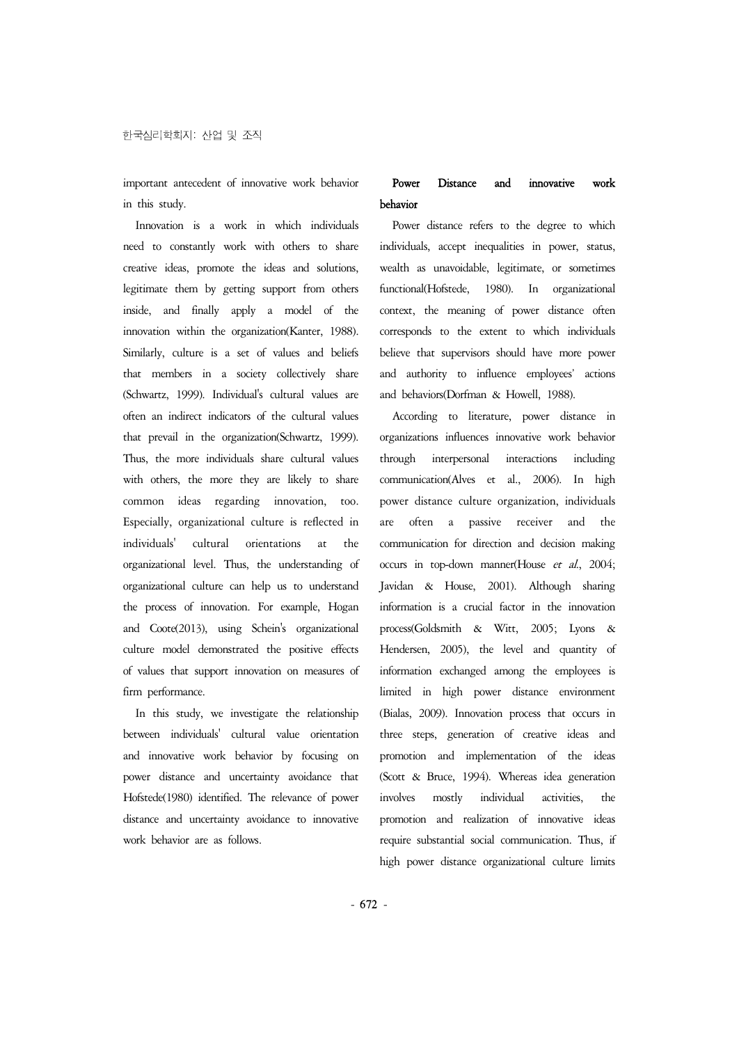important antecedent of innovative work behavior in this study.

Innovation is a work in which individuals need to constantly work with others to share creative ideas, promote the ideas and solutions, legitimate them by getting support from others inside, and finally apply a model of the innovation within the organization(Kanter, 1988). Similarly, culture is a set of values and beliefs that members in a society collectively share (Schwartz, 1999). Individual's cultural values are often an indirect indicators of the cultural values that prevail in the organization(Schwartz, 1999). Thus, the more individuals share cultural values with others, the more they are likely to share common ideas regarding innovation, too. Especially, organizational culture is reflected in individuals' cultural orientations at the organizational level. Thus, the understanding of organizational culture can help us to understand the process of innovation. For example, Hogan and Coote(2013), using Schein's organizational culture model demonstrated the positive effects of values that support innovation on measures of firm performance.

In this study, we investigate the relationship between individuals' cultural value orientation and innovative work behavior by focusing on power distance and uncertainty avoidance that Hofstede(1980) identified. The relevance of power distance and uncertainty avoidance to innovative work behavior are as follows.

### Power Distance and innovative work behavior

Power distance refers to the degree to which individuals, accept inequalities in power, status, wealth as unavoidable, legitimate, or sometimes functional(Hofstede, 1980). In organizational context, the meaning of power distance often corresponds to the extent to which individuals believe that supervisors should have more power and authority to influence employees' actions and behaviors(Dorfman & Howell, 1988).

According to literature, power distance in organizations influences innovative work behavior through interpersonal interactions including communication(Alves et al., 2006). In high power distance culture organization, individuals are often a passive receiver and the communication for direction and decision making occurs in top-down manner(House *et al.*, 2004; Javidan & House, 2001). Although sharing information is a crucial factor in the innovation process(Goldsmith & Witt, 2005; Lyons & Hendersen, 2005), the level and quantity of information exchanged among the employees is limited in high power distance environment (Bialas, 2009). Innovation process that occurs in three steps, generation of creative ideas and promotion and implementation of the ideas (Scott & Bruce, 1994). Whereas idea generation involves mostly individual activities, the promotion and realization of innovative ideas require substantial social communication. Thus, if high power distance organizational culture limits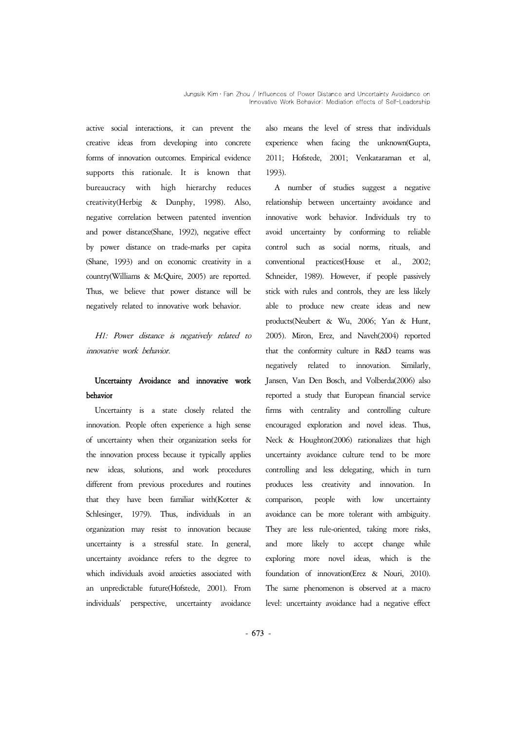active social interactions, it can prevent the creative ideas from developing into concrete forms of innovation outcomes. Empirical evidence supports this rationale. It is known that bureaucracy with high hierarchy reduces creativity(Herbig & Dunphy, 1998). Also, negative correlation between patented invention and power distance(Shane, 1992), negative effect by power distance on trade-marks per capita (Shane, 1993) and on economic creativity in a country(Williams & McQuire, 2005) are reported. Thus, we believe that power distance will be negatively related to innovative work behavior.

*H1: Power distance is negatively related to innovative work behavior.*

### Uncertainty Avoidance and innovative work behavior

Uncertainty is a state closely related the innovation. People often experience a high sense of uncertainty when their organization seeks for the innovation process because it typically applies new ideas, solutions, and work procedures different from previous procedures and routines that they have been familiar with(Kotter & Schlesinger, 1979). Thus, individuals in an organization may resist to innovation because uncertainty is a stressful state. In general, uncertainty avoidance refers to the degree to which individuals avoid anxieties associated with an unpredictable future(Hofstede, 2001). From individuals' perspective, uncertainty avoidance also means the level of stress that individuals experience when facing the unknown(Gupta, 2011; Hofstede, 2001; Venkataraman et al, 1993).

A number of studies suggest a negative relationship between uncertainty avoidance and innovative work behavior. Individuals try to avoid uncertainty by conforming to reliable control such as social norms, rituals, and conventional practices(House et al., 2002; Schneider, 1989). However, if people passively stick with rules and controls, they are less likely able to produce new create ideas and new products(Neubert & Wu, 2006; Yan & Hunt, 2005). Miron, Erez, and Naveh(2004) reported that the conformity culture in R&D teams was negatively related to innovation. Similarly, Jansen, Van Den Bosch, and Volberda(2006) also reported a study that European financial service firms with centrality and controlling culture encouraged exploration and novel ideas. Thus, Neck & Houghton(2006) rationalizes that high uncertainty avoidance culture tend to be more controlling and less delegating, which in turn produces less creativity and innovation. In comparison, people with low uncertainty avoidance can be more tolerant with ambiguity. They are less rule-oriented, taking more risks, and more likely to accept change while exploring more novel ideas, which is the foundation of innovation(Erez & Nouri, 2010). The same phenomenon is observed at a macro level: uncertainty avoidance had a negative effect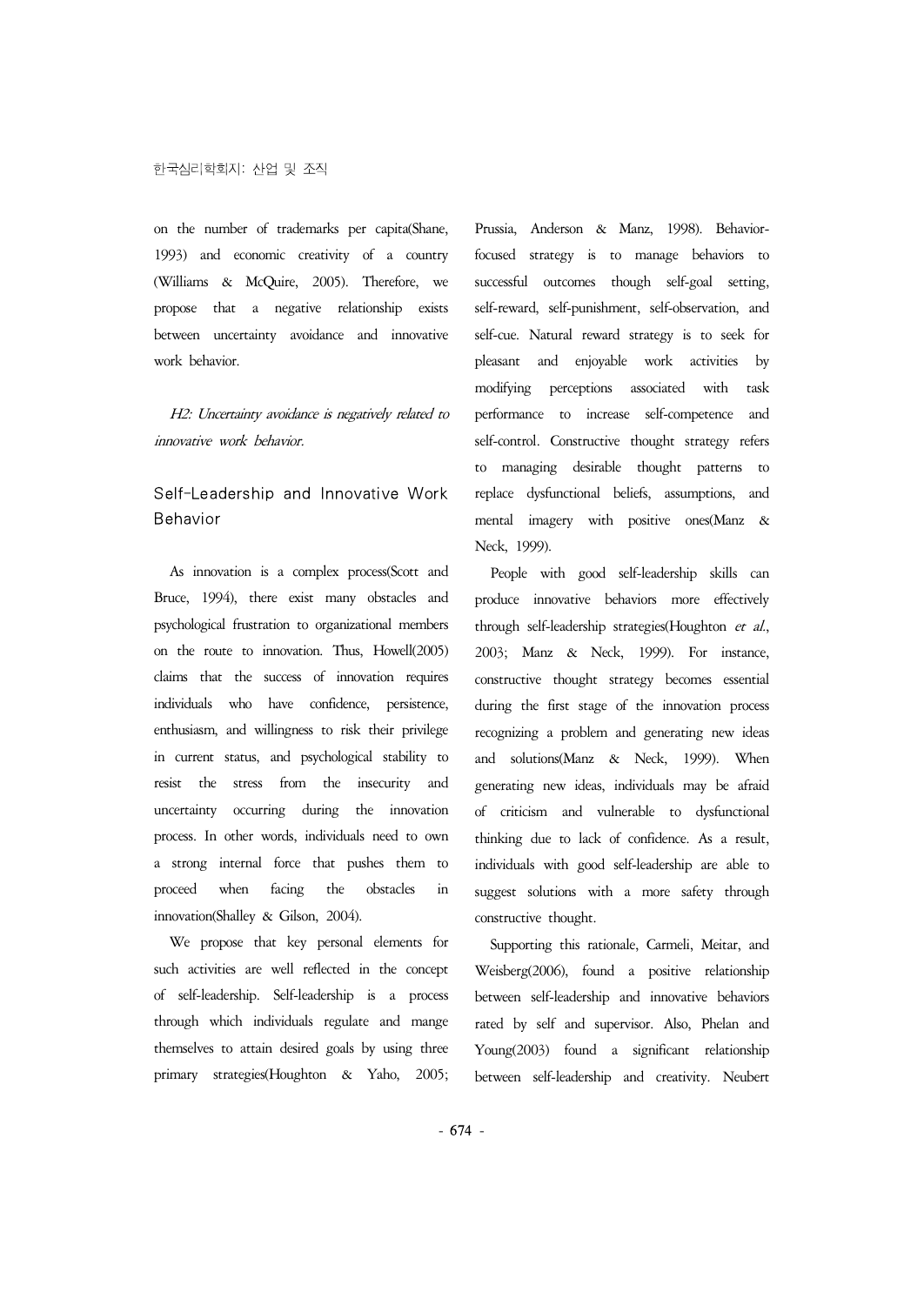on the number of trademarks per capita(Shane, 1993) and economic creativity of a country (Williams & McQuire, 2005). Therefore, we propose that a negative relationship exists between uncertainty avoidance and innovative work behavior.

*H2: Uncertainty avoidance is negatively related to innovative work behavior.*

### Self-Leadership and Innovative Work Behavior

As innovation is a complex process(Scott and Bruce, 1994), there exist many obstacles and psychological frustration to organizational members on the route to innovation. Thus, Howell(2005) claims that the success of innovation requires individuals who have confidence, persistence, enthusiasm, and willingness to risk their privilege in current status, and psychological stability to resist the stress from the insecurity and uncertainty occurring during the innovation process. In other words, individuals need to own a strong internal force that pushes them to proceed when facing the obstacles in innovation(Shalley & Gilson, 2004).

We propose that key personal elements for such activities are well reflected in the concept of self-leadership. Self-leadership is a process through which individuals regulate and mange themselves to attain desired goals by using three primary strategies(Houghton & Yaho, 2005; Prussia, Anderson & Manz, 1998). Behavior-focused strategy is to manage behaviors to successful outcomes though self-goal setting, self-reward, self-punishment, self-observation, and self-cue. Natural reward strategy is to seek for pleasant and enjoyable work activities by modifying perceptions associated with task performance to increase self-competence and self-control. Constructive thought strategy refers to managing desirable thought patterns to replace dysfunctional beliefs, assumptions, and mental imagery with positive ones(Manz & Neck, 1999).

People with good self-leadership skills can produce innovative behaviors more effectively through self-leadership strategies(Houghton *et al.*, 2003; Manz & Neck, 1999). For instance, constructive thought strategy becomes essential during the first stage of the innovation process recognizing a problem and generating new ideas and solutions(Manz & Neck, 1999). When generating new ideas, individuals may be afraid of criticism and vulnerable to dysfunctional thinking due to lack of confidence. As a result, individuals with good self-leadership are able to suggest solutions with a more safety through constructive thought.

Supporting this rationale, Carmeli, Meitar, and Weisberg(2006), found a positive relationship between self-leadership and innovative behaviors rated by self and supervisor. Also, Phelan and Young(2003) found a significant relationship between self-leadership and creativity. Neubert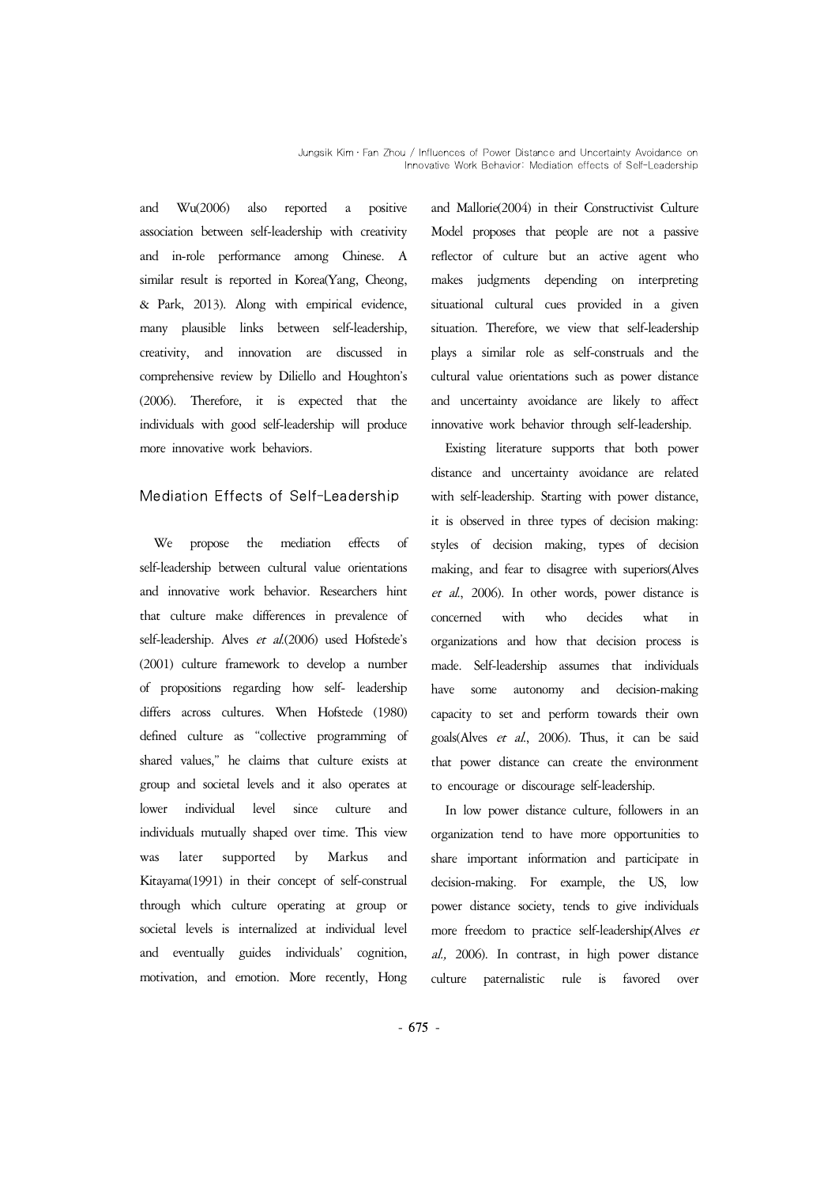and Wu(2006) also reported a positive association between self-leadership with creativity and in-role performance among Chinese. A similar result is reported in Korea(Yang, Cheong, & Park, 2013). Along with empirical evidence, many plausible links between self-leadership, creativity, and innovation are discussed in comprehensive review by Diliello and Houghton's (2006). Therefore, it is expected that the individuals with good self-leadership will produce more innovative work behaviors.

### Mediation Effects of Self-Leadership

We propose the mediation effects of self-leadership between cultural value orientations and innovative work behavior. Researchers hint that culture make differences in prevalence of self-leadership. Alves *et al.*(2006) used Hofstede's (2001) culture framework to develop a number of propositions regarding how self- leadership differs across cultures. When Hofstede (1980) defined culture as "collective programming of shared values," he claims that culture exists at group and societal levels and it also operates at lower individual level since culture and individuals mutually shaped over time. This view was later supported by Markus and Kitayama(1991) in their concept of self-construal through which culture operating at group or societal levels is internalized at individual level and eventually guides individuals' cognition, motivation, and emotion. More recently, Hong and Mallorie(2004) in their Constructivist Culture Model proposes that people are not a passive reflector of culture but an active agent who makes judgments depending on interpreting situational cultural cues provided in a given situation. Therefore, we view that self-leadership plays a similar role as self-construals and the cultural value orientations such as power distance and uncertainty avoidance are likely to affect innovative work behavior through self-leadership.

Existing literature supports that both power distance and uncertainty avoidance are related with self-leadership. Starting with power distance, it is observed in three types of decision making: styles of decision making, types of decision making, and fear to disagree with superiors(Alves *et al.*, 2006). In other words, power distance is concerned with who decides what in organizations and how that decision process is made. Self-leadership assumes that individuals have some autonomy and decision-making capacity to set and perform towards their own goals(Alves *et al.*, 2006). Thus, it can be said that power distance can create the environment to encourage or discourage self-leadership.

In low power distance culture, followers in an organization tend to have more opportunities to share important information and participate in decision-making. For example, the US, low power distance society, tends to give individuals more freedom to practice self-leadership(Alves *et al.,* 2006). In contrast, in high power distance culture paternalistic rule is favored over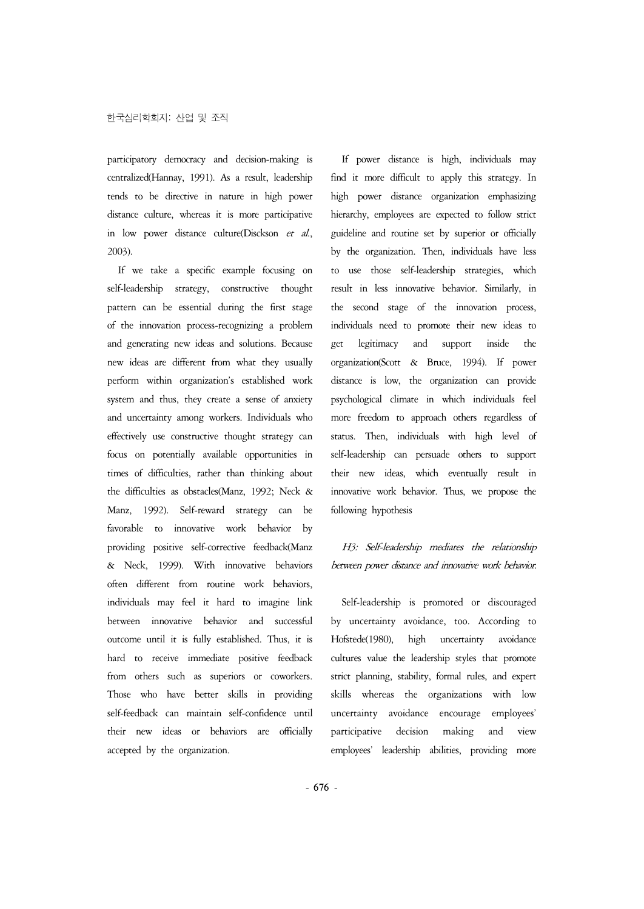participatory democracy and decision-making is centralized(Hannay, 1991). As a result, leadership tends to be directive in nature in high power distance culture, whereas it is more participative in low power distance culture(Disckson *et al.*, 2003).

If we take a specific example focusing on self-leadership strategy, constructive thought pattern can be essential during the first stage of the innovation process-recognizing a problem and generating new ideas and solutions. Because new ideas are different from what they usually perform within organization's established work system and thus, they create a sense of anxiety and uncertainty among workers. Individuals who effectively use constructive thought strategy can focus on potentially available opportunities in times of difficulties, rather than thinking about the difficulties as obstacles(Manz, 1992; Neck & Manz, 1992). Self-reward strategy can be favorable to innovative work behavior by providing positive self-corrective feedback(Manz & Neck, 1999). With innovative behaviors often different from routine work behaviors, individuals may feel it hard to imagine link between innovative behavior and successful outcome until it is fully established. Thus, it is hard to receive immediate positive feedback from others such as superiors or coworkers. Those who have better skills in providing self-feedback can maintain self-confidence until their new ideas or behaviors are officially accepted by the organization.

If power distance is high, individuals may find it more difficult to apply this strategy. In high power distance organization emphasizing hierarchy, employees are expected to follow strict guideline and routine set by superior or officially by the organization. Then, individuals have less to use those self-leadership strategies, which result in less innovative behavior. Similarly, in the second stage of the innovation process, individuals need to promote their new ideas to get legitimacy and support inside the organization(Scott & Bruce, 1994). If power distance is low, the organization can provide psychological climate in which individuals feel more freedom to approach others regardless of status. Then, individuals with high level of self-leadership can persuade others to support their new ideas, which eventually result in innovative work behavior. Thus, we propose the following hypothesis

*H3: Self-leadership mediates the relationship between power distance and innovative work behavior.*

Self-leadership is promoted or discouraged by uncertainty avoidance, too. According to Hofstede(1980), high uncertainty avoidance cultures value the leadership styles that promote strict planning, stability, formal rules, and expert skills whereas the organizations with low uncertainty avoidance encourage employees' participative decision making and view employees' leadership abilities, providing more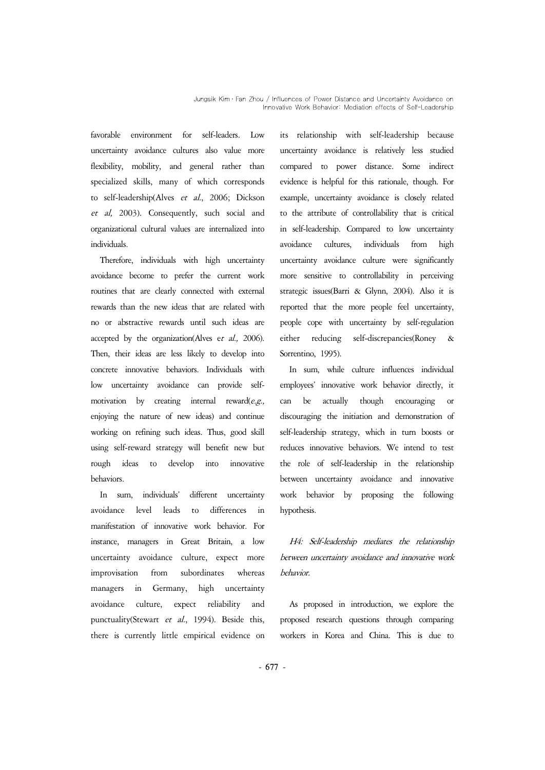favorable environment for self-leaders. Low uncertainty avoidance cultures also value more flexibility, mobility, and general rather than specialized skills, many of which corresponds to self-leadership(Alves *et al.*, 2006; Dickson *et al,* 2003). Consequently, such social and organizational cultural values are internalized into individuals.

Therefore, individuals with high uncertainty avoidance become to prefer the current work routines that are clearly connected with external rewards than the new ideas that are related with no or abstractive rewards until such ideas are accepted by the organization(Alves e*t al.,* 2006). Then, their ideas are less likely to develop into concrete innovative behaviors. Individuals with low uncertainty avoidance can provide self-motivation by creating internal reward(*e.g.,* enjoying the nature of new ideas) and continue working on refining such ideas. Thus, good skill using self-reward strategy will benefit new but rough ideas to develop into innovative behaviors.

In sum, individuals' different uncertainty avoidance level leads to differences in manifestation of innovative work behavior. For instance, managers in Great Britain, a low uncertainty avoidance culture, expect more improvisation from subordinates whereas managers in Germany, high uncertainty avoidance culture, expect reliability and punctuality(Stewart *et al.*, 1994). Beside this, there is currently little empirical evidence on its relationship with self-leadership because uncertainty avoidance is relatively less studied compared to power distance. Some indirect evidence is helpful for this rationale, though. For example, uncertainty avoidance is closely related to the attribute of controllability that is critical in self-leadership. Compared to low uncertainty avoidance cultures, individuals from high uncertainty avoidance culture were significantly more sensitive to controllability in perceiving strategic issues(Barri & Glynn, 2004). Also it is reported that the more people feel uncertainty, people cope with uncertainty by self-regulation either reducing self-discrepancies(Roney & Sorrentino, 1995).

In sum, while culture influences individual employees' innovative work behavior directly, it can be actually though encouraging or discouraging the initiation and demonstration of self-leadership strategy, which in turn boosts or reduces innovative behaviors. We intend to test the role of self-leadership in the relationship between uncertainty avoidance and innovative work behavior by proposing the following hypothesis.

*H4: Self-leadership mediates the relationship between uncertainty avoidance and innovative work behavior.*

As proposed in introduction, we explore the proposed research questions through comparing workers in Korea and China. This is due to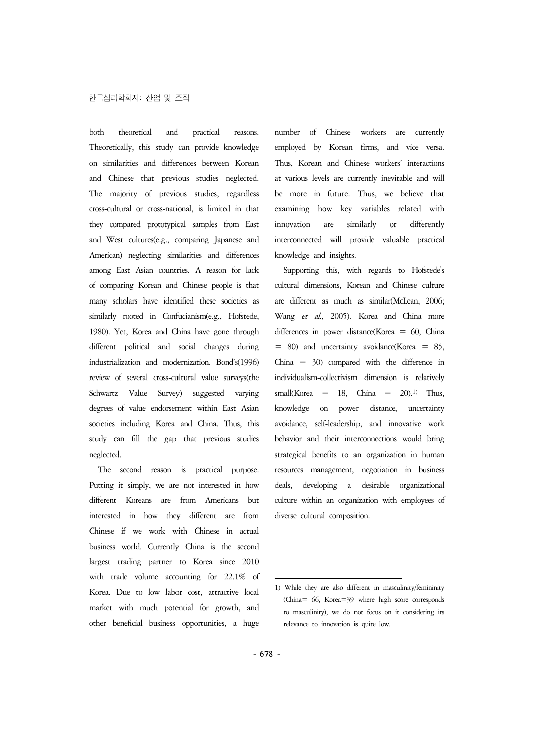both theoretical and practical reasons. Theoretically, this study can provide knowledge on similarities and differences between Korean and Chinese that previous studies neglected. The majority of previous studies, regardless cross-cultural or cross-national, is limited in that they compared prototypical samples from East and West cultures(e.g., comparing Japanese and American) neglecting similarities and differences among East Asian countries. A reason for lack of comparing Korean and Chinese people is that many scholars have identified these societies as similarly rooted in Confucianism(e.g., Hofstede, 1980). Yet, Korea and China have gone through different political and social changes during industrialization and modernization. Bond's(1996) review of several cross-cultural value surveys(the Schwartz Value Survey) suggested varying degrees of value endorsement within East Asian societies including Korea and China. Thus, this study can fill the gap that previous studies neglected.

The second reason is practical purpose. Putting it simply, we are not interested in how different Koreans are from Americans but interested in how they different are from Chinese if we work with Chinese in actual business world. Currently China is the second largest trading partner to Korea since 2010 with trade volume accounting for 22.1% of Korea. Due to low labor cost, attractive local market with much potential for growth, and other beneficial business opportunities, a huge number of Chinese workers are currently employed by Korean firms, and vice versa. Thus, Korean and Chinese workers' interactions at various levels are currently inevitable and will be more in future. Thus, we believe that examining how key variables related with innovation are similarly or differently interconnected will provide valuable practical knowledge and insights.

Supporting this, with regards to Hofstede's cultural dimensions, Korean and Chinese culture are different as much as similar(McLean, 2006; Wang *et al*., 2005). Korea and China more differences in power distance(Korea = 60, China = 80) and uncertainty avoidance(Korea = 85, China = 30) compared with the difference in individualism-collectivism dimension is relatively small(Korea = 18, China = 20).[1] Thus, knowledge on power distance, uncertainty avoidance, self-leadership, and innovative work behavior and their interconnections would bring strategical benefits to an organization in human resources management, negotiation in business deals, developing a desirable organizational culture within an organization with employees of diverse cultural composition.

---

1) While they are also different in masculinity/femininity (China= 66, Korea=39 where high score corresponds to masculinity), we do not focus on it considering its relevance to innovation is quite low.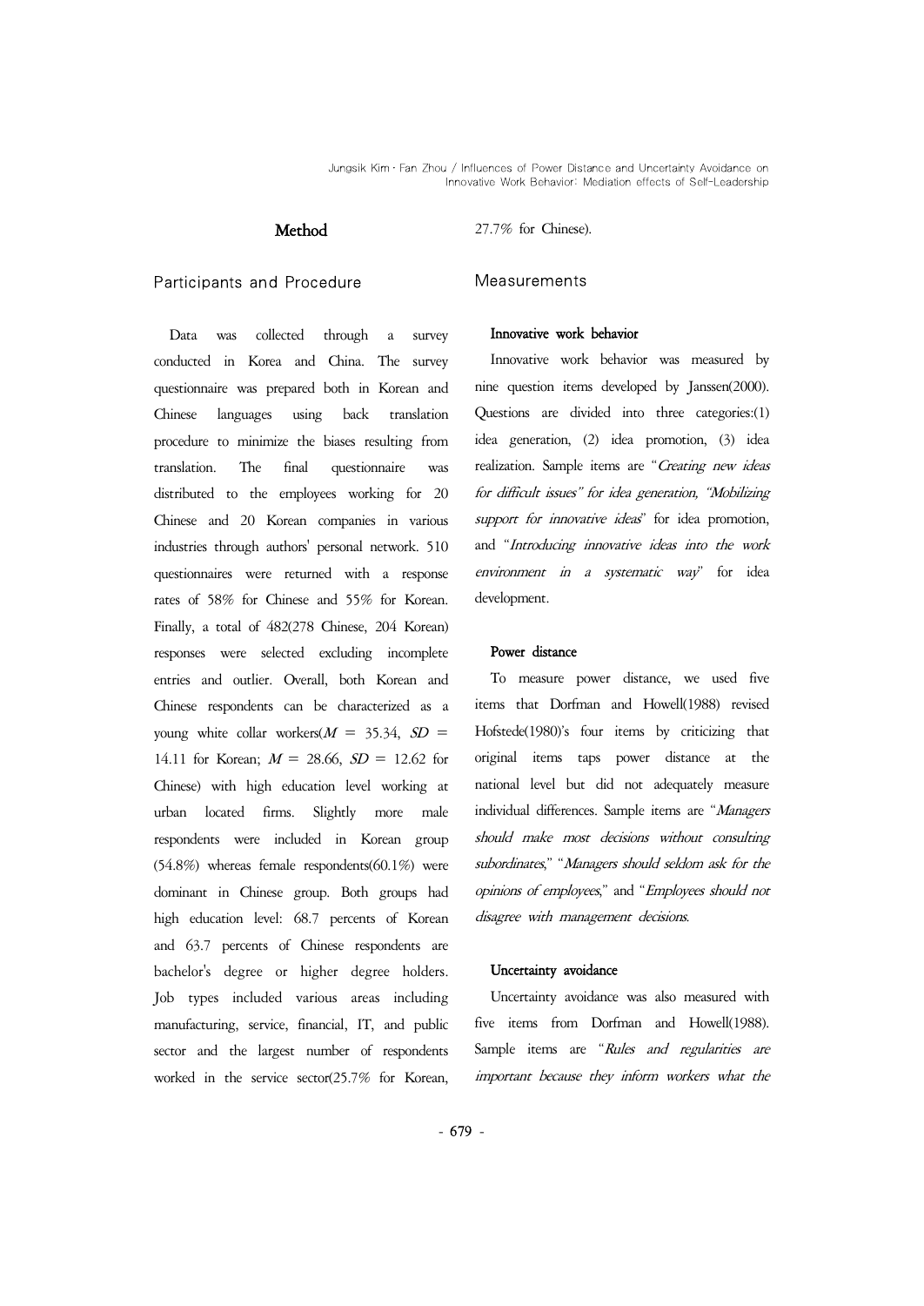# Method

## Participants and Procedure

Data was collected through a survey conducted in Korea and China. The survey questionnaire was prepared both in Korean and Chinese languages using back translation procedure to minimize the biases resulting from translation. The final questionnaire was distributed to the employees working for 20 Chinese and 20 Korean companies in various industries through authors' personal network. 510 questionnaires were returned with a response rates of 58% for Chinese and 55% for Korean. Finally, a total of 482(278 Chinese, 204 Korean) responses were selected excluding incomplete entries and outlier. Overall, both Korean and Chinese respondents can be characterized as a young white collar workers($M$ = 35.34, $SD$ = 14.11 for Korean; $M$ = 28.66, $SD$ = 12.62 for Chinese) with high education level working at urban located firms. Slightly more male respondents were included in Korean group (54.8%) whereas female respondents(60.1%) were dominant in Chinese group. Both groups had high education level: 68.7 percents of Korean and 63.7 percents of Chinese respondents are bachelor's degree or higher degree holders. Job types included various areas including manufacturing, service, financial, IT, and public sector and the largest number of respondents worked in the service sector(25.7% for Korean, 27.7% for Chinese).

## Measurements

### Innovative work behavior

Innovative work behavior was measured by nine question items developed by Janssen(2000). Questions are divided into three categories:(1) idea generation, (2) idea promotion, (3) idea realization. Sample items are "*Creating new ideas for difficult issues" for idea generation, "Mobilizing support for innovative ideas*" for idea promotion, and "*Introducing innovative ideas into the work environment in a systematic way*" for idea development.

### Power distance

To measure power distance, we used five items that Dorfman and Howell(1988) revised Hofstede(1980)'s four items by criticizing that original items taps power distance at the national level but did not adequately measure individual differences. Sample items are "*Managers should make most decisions without consulting subordinates,*" "*Managers should seldom ask for the opinions of employees,*" and "*Employees should not disagree with management decisions.*

### Uncertainty avoidance

Uncertainty avoidance was also measured with five items from Dorfman and Howell(1988). Sample items are "*Rules and regularities are important because they inform workers what the*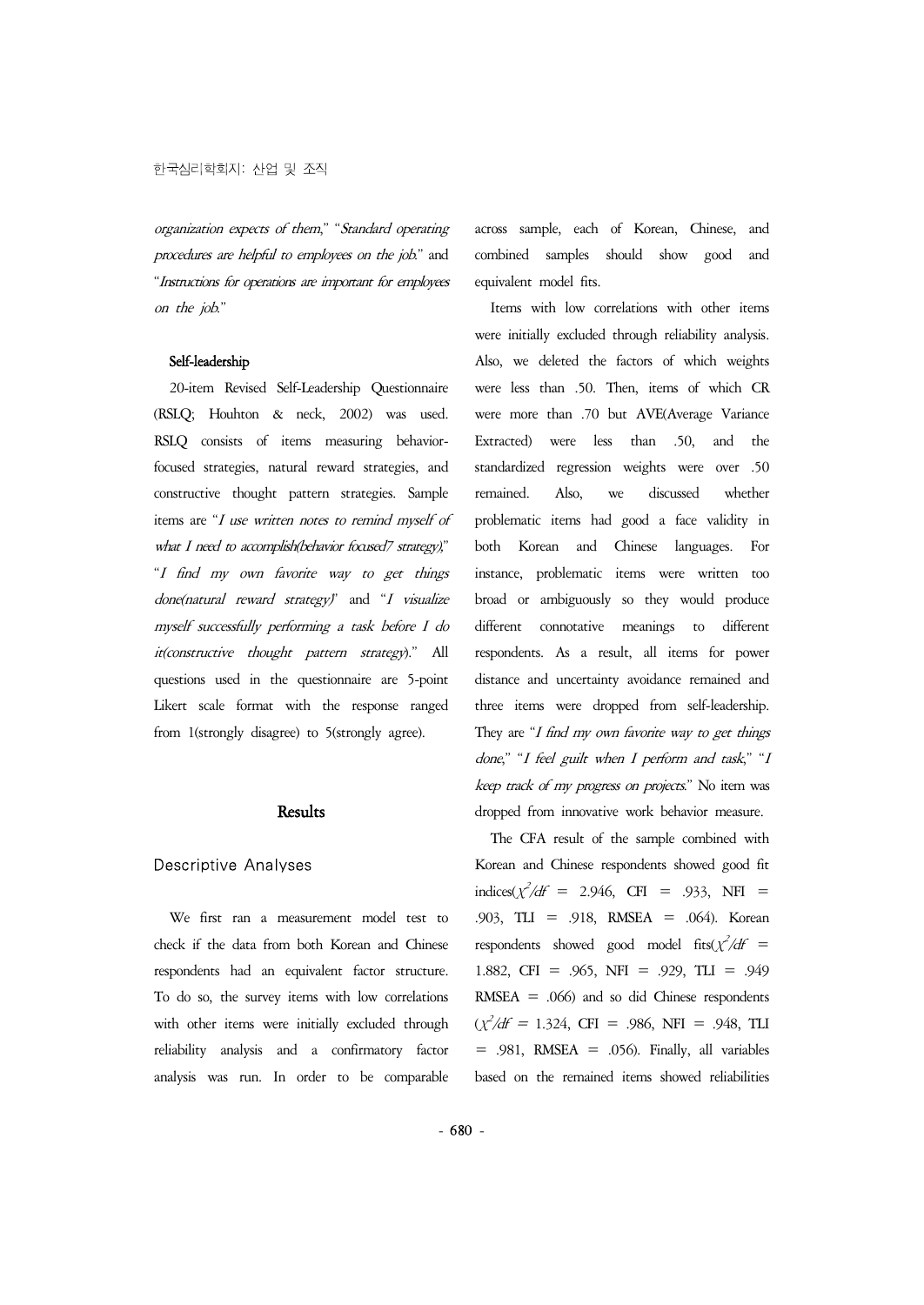*organization expects of them,*" "*Standard operating procedures are helpful to employees on the job.*" and "*Instructions for operations are important for employees on the job.*"

### Self-leadership

20-item Revised Self-Leadership Questionnaire (RSLQ; Houhton & neck, 2002) was used. RSLQ consists of items measuring behavior-focused strategies, natural reward strategies, and constructive thought pattern strategies. Sample items are "*I use written notes to remind myself of what I need to accomplish(behavior focused7 strategy),*" "*I find my own favorite way to get things done(natural reward strategy)*" and "*I visualize myself successfully performing a task before I do it(constructive thought pattern strategy).*" All questions used in the questionnaire are 5-point Likert scale format with the response ranged from 1(strongly disagree) to 5(strongly agree).

## Results

### Descriptive Analyses

We first ran a measurement model test to check if the data from both Korean and Chinese respondents had an equivalent factor structure. To do so, the survey items with low correlations with other items were initially excluded through reliability analysis and a confirmatory factor analysis was run. In order to be comparable across sample, each of Korean, Chinese, and combined samples should show good and equivalent model fits.

Items with low correlations with other items were initially excluded through reliability analysis. Also, we deleted the factors of which weights were less than .50. Then, items of which CR were more than .70 but AVE(Average Variance Extracted) were less than .50, and the standardized regression weights were over .50 remained. Also, we discussed whether problematic items had good a face validity in both Korean and Chinese languages. For instance, problematic items were written too broad or ambiguously so they would produce different connotative meanings to different respondents. As a result, all items for power distance and uncertainty avoidance remained and three items were dropped from self-leadership. They are "*I find my own favorite way to get things done,*" "*I feel guilt when I perform and task,*" "*I keep track of my progress on projects.*" No item was dropped from innovative work behavior measure.

The CFA result of the sample combined with Korean and Chinese respondents showed good fit indices($\chi^2/df$ = 2.946, CFI = .933, NFI = .903, TLI = .918, RMSEA = .064). Korean respondents showed good model fits($\chi^2/df$ = 1.882, CFI = .965, NFI = .929, TLI = .949 RMSEA = .066) and so did Chinese respondents ($\chi^2/df$ = 1.324, CFI = .986, NFI = .948, TLI = .981, RMSEA = .056). Finally, all variables based on the remained items showed reliabilities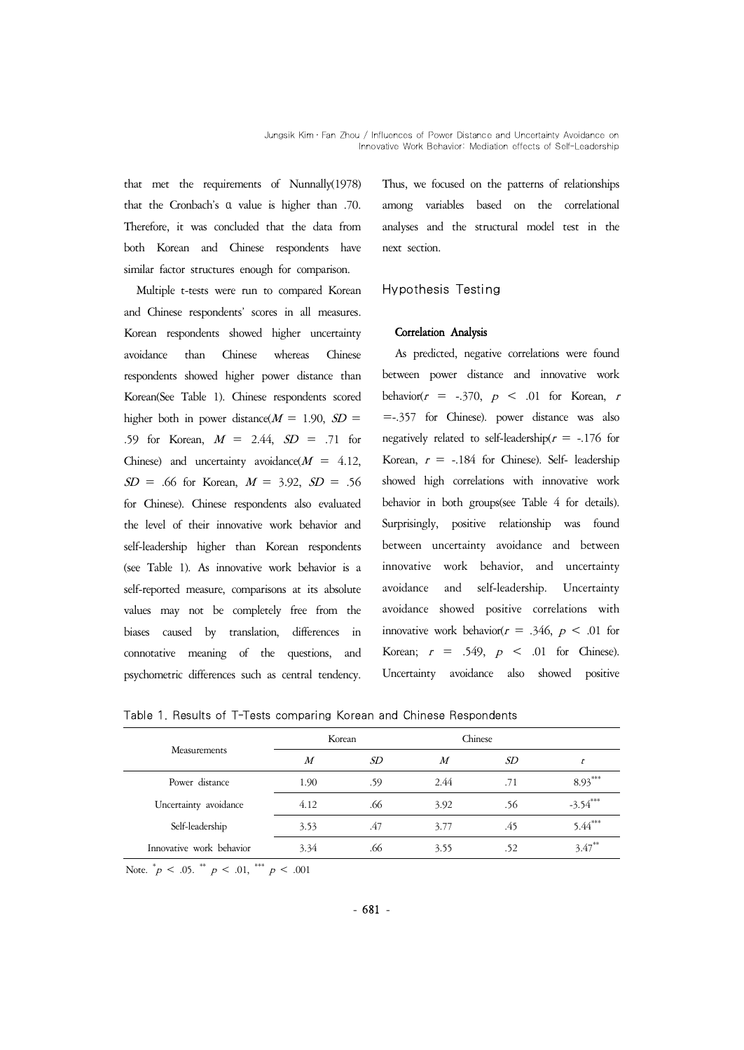that met the requirements of Nunnally(1978) that the Cronbach's α value is higher than .70. Therefore, it was concluded that the data from both Korean and Chinese respondents have similar factor structures enough for comparison.

Multiple t-tests were run to compared Korean and Chinese respondents' scores in all measures. Korean respondents showed higher uncertainty avoidance than Chinese whereas Chinese respondents showed higher power distance than Korean(See Table 1). Chinese respondents scored higher both in power distance($M$ = 1.90, $SD$ = .59 for Korean, $M$ = 2.44, $SD$ = .71 for Chinese) and uncertainty avoidance($M$ = 4.12, $SD$ = .66 for Korean, $M$ = 3.92, $SD$ = .56 for Chinese). Chinese respondents also evaluated the level of their innovative work behavior and self-leadership higher than Korean respondents (see Table 1). As innovative work behavior is a self-reported measure, comparisons at its absolute values may not be completely free from the biases caused by translation, differences in connotative meaning of the questions, and psychometric differences such as central tendency. Thus, we focused on the patterns of relationships among variables based on the correlational analyses and the structural model test in the next section.

## Hypothesis Testing

### Correlation Analysis

As predicted, negative correlations were found between power distance and innovative work behavior($r$ = -.370, $p$ < .01 for Korean, $r$ =-.357 for Chinese). power distance was also negatively related to self-leadership($r$ = -.176 for Korean, $r$ = -.184 for Chinese). Self- leadership showed high correlations with innovative work behavior in both groups(see Table 4 for details). Surprisingly, positive relationship was found between uncertainty avoidance and between innovative work behavior, and uncertainty avoidance and self-leadership. Uncertainty avoidance showed positive correlations with innovative work behavior($r$ = .346, $p$ < .01 for Korean; $r$ = .549, $p$ < .01 for Chinese). Uncertainty avoidance also showed positive

Table 1. Results of T-Tests comparing Korean and Chinese Respondents

| Measurements | Korean | | Chinese | | |
|---|---|---|---|---|---|
| | $M$ | $SD$ | $M$ | $SD$ | $t$ |
| Power distance | 1.90 | .59 | 2.44 | .71 | $8.93^{***}$ |
| Uncertainty avoidance | 4.12 | .66 | 3.92 | .56 | $-3.54^{***}$ |
| Self-leadership | 3.53 | .47 | 3.77 | .45 | $5.44^{***}$ |
| Innovative work behavior | 3.34 | .66 | 3.55 | .52 | $3.47^{**}$ |

Note. $^{*}p$ < .05. $^{**}$ $p$ < .01, $^{***}$ $p$ < .001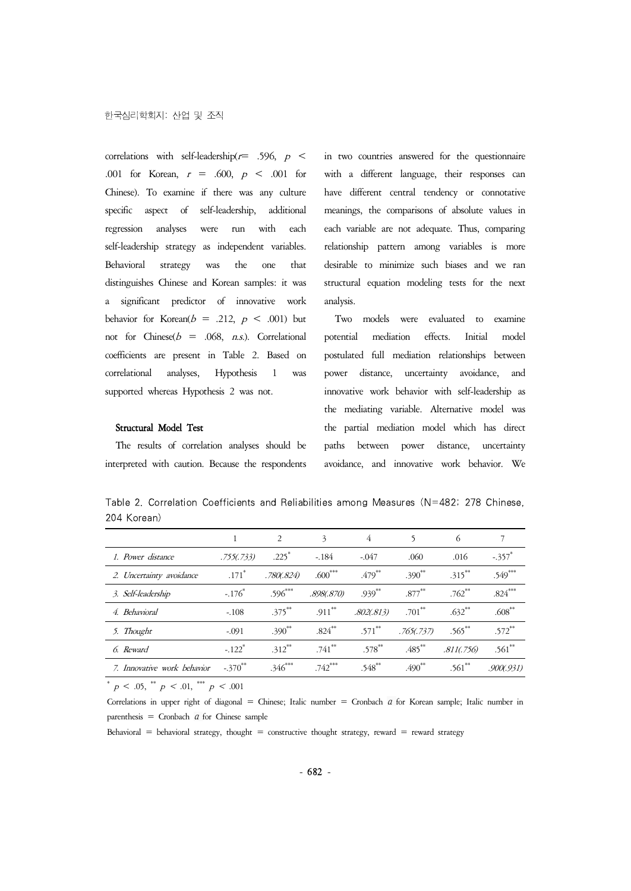correlations with self-leadership($r$= .596, $p$ < .001 for Korean, $r$ = .600, $p$ < .001 for Chinese). To examine if there was any culture specific aspect of self-leadership, additional regression analyses were run with each self-leadership strategy as independent variables. Behavioral strategy was the one that distinguishes Chinese and Korean samples: it was a significant predictor of innovative work behavior for Korean($b$ = .212, $p$ < .001) but not for Chinese($b$ = .068, *n.s.*). Correlational coefficients are present in Table 2. Based on correlational analyses, Hypothesis 1 was supported whereas Hypothesis 2 was not.

### Structural Model Test

The results of correlation analyses should be interpreted with caution. Because the respondents in two countries answered for the questionnaire with a different language, their responses can have different central tendency or connotative meanings, the comparisons of absolute values in each variable are not adequate. Thus, comparing relationship pattern among variables is more desirable to minimize such biases and we ran structural equation modeling tests for the next analysis.

Two models were evaluated to examine potential mediation effects. Initial model postulated full mediation relationships between power distance, uncertainty avoidance, and innovative work behavior with self-leadership as the mediating variable. Alternative model was the partial mediation model which has direct paths between power distance, uncertainty avoidance, and innovative work behavior. We

Table 2. Correlation Coefficients and Reliabilities among Measures (N=482; 278 Chinese, 204 Korean)

| | 1 | 2 | 3 | 4 | 5 | 6 | 7 |
|---|---|---|---|---|---|---|---|
| *1. Power distance* | *.755(.733)* | .225* | -.184 | -.047 | .060 | .016 | -.357* |
| *2. Uncertainty avoidance* | .171* | *.780(.824)* | .600*** | .479** | .390** | .315** | .549*** |
| *3. Self-leadership* | -.176* | .596*** | *.898(.870)* | .939** | .877** | .762** | .824*** |
| *4. Behavioral* | -.108 | .375** | .911** | *.802(.813)* | .701** | .632** | .608** |
| *5. Thought* | -.091 | .390** | .824** | .571** | *.765(.737)* | .565** | .572** |
| *6. Reward* | -.122* | .312** | .741** | .578** | .485** | *.811(.756)* | .561** |
| *7. Innovative work behavior* | -.370** | .346*** | .742*** | .548** | .490** | .561** | *.900(.931)* |

* $p$ < .05, ** $p$ < .01, *** $p$ < .001

Correlations in upper right of diagonal = Chinese; Italic number = Cronbach $\alpha$ for Korean sample; Italic number in parenthesis = Cronbach $\alpha$ for Chinese sample

Behavioral = behavioral strategy, thought = constructive thought strategy, reward = reward strategy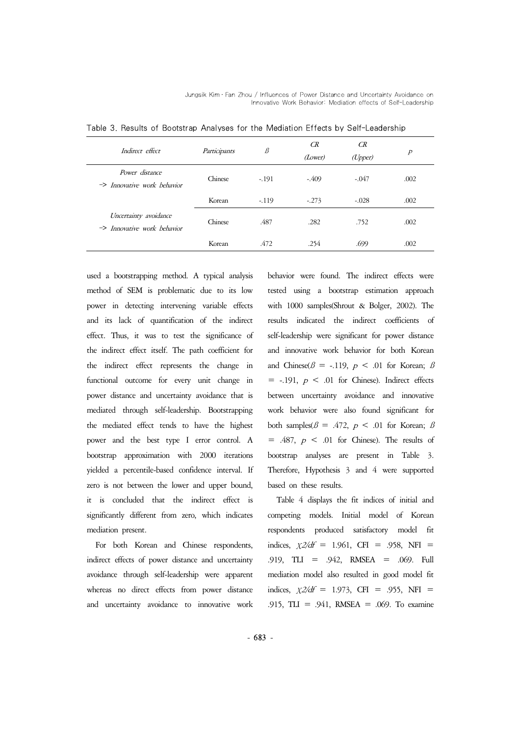Table 3. Results of Bootstrap Analyses for the Mediation Effects by Self-Leadership

| *Indirect effect* | *Participants* | *β* | *CR (Lower)* | *CR (Upper)* | *p* |
|---|---|---|---|---|---|
| *Power distance -> Innovative work behavior* | Chinese | -.191 | -.409 | -.047 | .002 |
| | Korean | -.119 | -.273 | -.028 | .002 |
| *Uncertainty avoidance -> Innovative work behavior* | Chinese | .487 | .282 | .752 | .002 |
| | Korean | .472 | .254 | .699 | .002 |

used a bootstrapping method. A typical analysis method of SEM is problematic due to its low power in detecting intervening variable effects and its lack of quantification of the indirect effect. Thus, it was to test the significance of the indirect effect itself. The path coefficient for the indirect effect represents the change in functional outcome for every unit change in power distance and uncertainty avoidance that is mediated through self-leadership. Bootstrapping the mediated effect tends to have the highest power and the best type I error control. A bootstrap approximation with 2000 iterations yielded a percentile-based confidence interval. If zero is not between the lower and upper bound, it is concluded that the indirect effect is significantly different from zero, which indicates mediation present.

For both Korean and Chinese respondents, indirect effects of power distance and uncertainty avoidance through self-leadership were apparent whereas no direct effects from power distance and uncertainty avoidance to innovative work behavior were found. The indirect effects were tested using a bootstrap estimation approach with 1000 samples(Shrout & Bolger, 2002). The results indicated the indirect coefficients of self-leadership were significant for power distance and innovative work behavior for both Korean and Chinese($\beta$ = -.119, $p$ < .01 for Korean; $\beta$ = -.191, $p$ < .01 for Chinese). Indirect effects between uncertainty avoidance and innovative work behavior were also found significant for both samples($\beta$ = .472, $p$ < .01 for Korean; $\beta$ = .487, $p$ < .01 for Chinese). The results of bootstrap analyses are present in Table 3. Therefore, Hypothesis 3 and 4 were supported based on these results.

Table 4 displays the fit indices of initial and competing models. Initial model of Korean respondents produced satisfactory model fit indices, $\chi^2/df$ = 1.961, CFI = .958, NFI = .919, TLI = .942, RMSEA = .069. Full mediation model also resulted in good model fit indices, $\chi^2/df$ = 1.973, CFI = .955, NFI = .915, TLI = .941, RMSEA = .069. To examine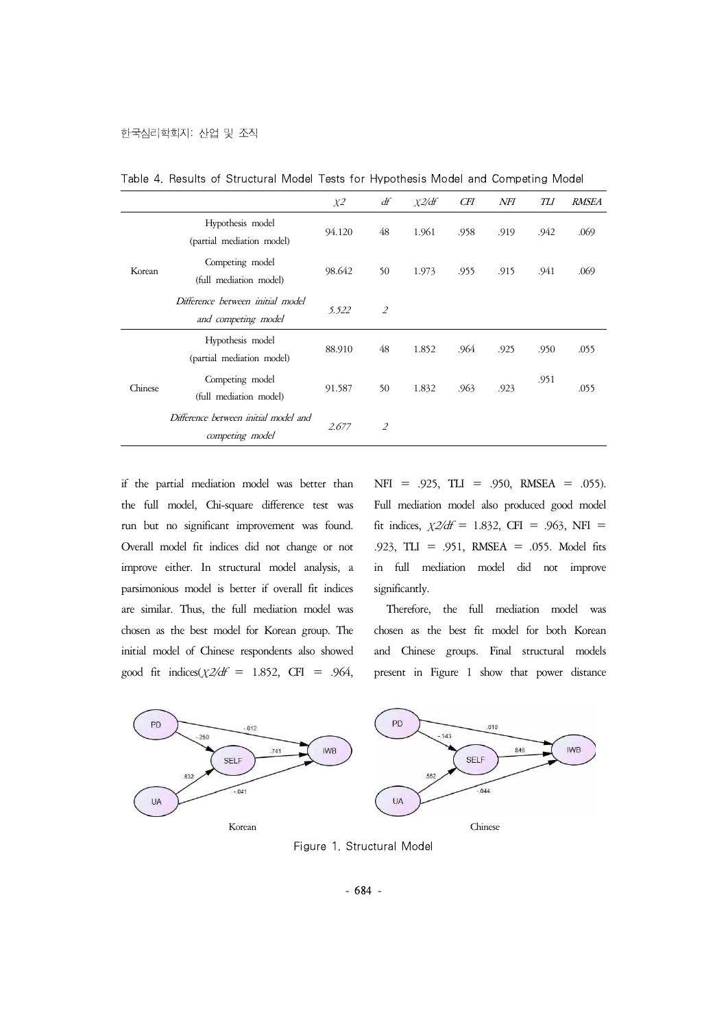Table 4. Results of Structural Model Tests for Hypothesis Model and Competing Model

| | | $\chi2$ | df | $\chi2/df$ | CFI | NFI | TLI | RMSEA |
|---|---|---|---|---|---|---|---|---|
| Korean | Hypothesis model (partial mediation model) | 94.120 | 48 | 1.961 | .958 | .919 | .942 | .069 |
| | Competing model (full mediation model) | 98.642 | 50 | 1.973 | .955 | .915 | .941 | .069 |
| | *Difference between initial model and competing model* | *5.522* | *2* | | | | | |
| Chinese | Hypothesis model (partial mediation model) | 88.910 | 48 | 1.852 | .964 | .925 | .950 | .055 |
| | Competing model (full mediation model) | 91.587 | 50 | 1.832 | .963 | .923 | .951 | .055 |
| | *Difference between initial model and competing model* | *2.677* | *2* | | | | | |

if the partial mediation model was better than the full model, Chi-square difference test was run but no significant improvement was found. Overall model fit indices did not change or not improve either. In structural model analysis, a parsimonious model is better if overall fit indices are similar. Thus, the full mediation model was chosen as the best model for Korean group. The initial model of Chinese respondents also showed good fit indices($\chi2/df$ = 1.852, CFI = .964, NFI = .925, TLI = .950, RMSEA = .055). Full mediation model also produced good model fit indices, $\chi2/df$ = 1.832, CFI = .963, NFI = .923, TLI = .951, RMSEA = .055. Model fits in full mediation model did not improve significantly.

Therefore, the full mediation model was chosen as the best fit model for both Korean and Chinese groups. Final structural models present in Figure 1 show that power distance

Figure 1. Structural Model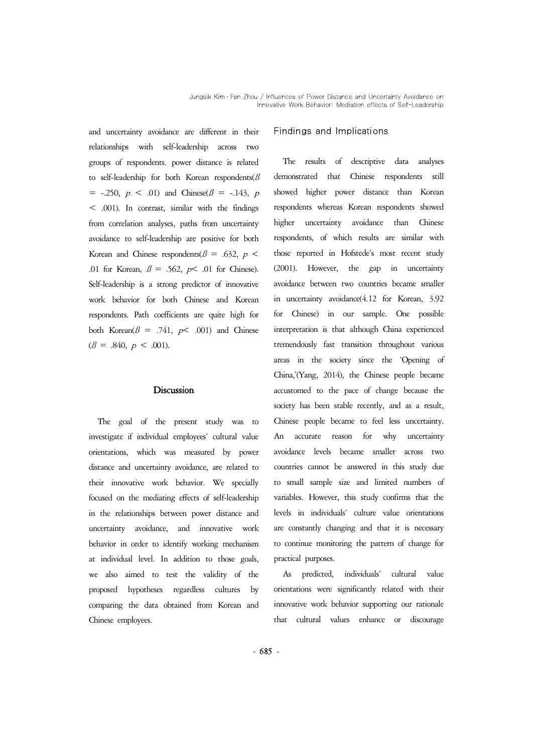and uncertainty avoidance are different in their relationships with self-leadership across two groups of respondents. power distance is related to self-leadership for both Korean respondents($\beta$ = -.250, $p$ < .01) and Chinese($\beta$ = -.143, $p$ < .001). In contrast, similar with the findings from correlation analyses, paths from uncertainty avoidance to self-leadership are positive for both Korean and Chinese respondents($\beta$ = .632, $p$ < .01 for Korean, $\beta$ = .562, $p$< .01 for Chinese). Self-leadership is a strong predictor of innovative work behavior for both Chinese and Korean respondents. Path coefficients are quite high for both Korean($\beta$ = .741, $p$< .001) and Chinese ($\beta$ = .840, $p$ < .001).

## Discussion

The goal of the present study was to investigate if individual employees' cultural value orientations, which was measured by power distance and uncertainty avoidance, are related to their innovative work behavior. We specially focused on the mediating effects of self-leadership in the relationships between power distance and uncertainty avoidance, and innovative work behavior in order to identify working mechanism at individual level. In addition to those goals, we also aimed to test the validity of the proposed hypotheses regardless cultures by comparing the data obtained from Korean and Chinese employees.

### Findings and Implications

The results of descriptive data analyses demonstrated that Chinese respondents still showed higher power distance than Korean respondents whereas Korean respondents showed higher uncertainty avoidance than Chinese respondents, of which results are similar with those reported in Hofstede's most recent study (2001). However, the gap in uncertainty avoidance between two countries became smaller in uncertainty avoidance(4.12 for Korean, 3.92 for Chinese) in our sample. One possible interpretation is that although China experienced tremendously fast transition throughout various areas in the society since the 'Opening of China,'(Yang, 2014), the Chinese people became accustomed to the pace of change because the society has been stable recently, and as a result, Chinese people became to feel less uncertainty. An accurate reason for why uncertainty avoidance levels became smaller across two countries cannot be answered in this study due to small sample size and limited numbers of variables. However, this study confirms that the levels in individuals' culture value orientations are constantly changing and that it is necessary to continue monitoring the pattern of change for practical purposes.

As predicted, individuals' cultural value orientations were significantly related with their innovative work behavior supporting our rationale that cultural values enhance or discourage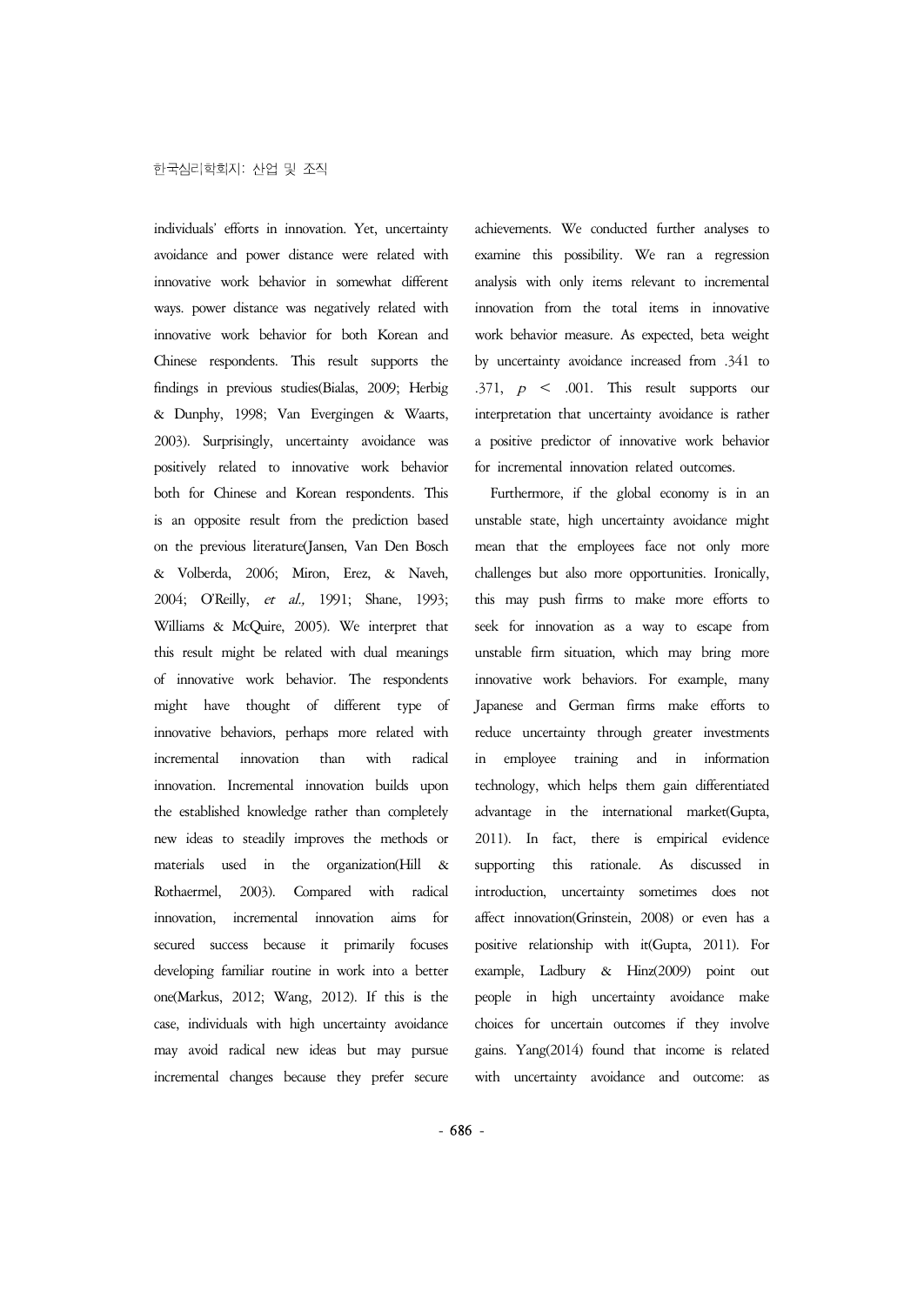individuals' efforts in innovation. Yet, uncertainty avoidance and power distance were related with innovative work behavior in somewhat different ways. power distance was negatively related with innovative work behavior for both Korean and Chinese respondents. This result supports the findings in previous studies(Bialas, 2009; Herbig & Dunphy, 1998; Van Evergingen & Waarts, 2003). Surprisingly, uncertainty avoidance was positively related to innovative work behavior both for Chinese and Korean respondents. This is an opposite result from the prediction based on the previous literature(Jansen, Van Den Bosch & Volberda, 2006; Miron, Erez, & Naveh, 2004; O'Reilly, *et al.,* 1991; Shane, 1993; Williams & McQuire, 2005). We interpret that this result might be related with dual meanings of innovative work behavior. The respondents might have thought of different type of innovative behaviors, perhaps more related with incremental innovation than with radical innovation. Incremental innovation builds upon the established knowledge rather than completely new ideas to steadily improves the methods or materials used in the organization(Hill & Rothaermel, 2003). Compared with radical innovation, incremental innovation aims for secured success because it primarily focuses developing familiar routine in work into a better one(Markus, 2012; Wang, 2012). If this is the case, individuals with high uncertainty avoidance may avoid radical new ideas but may pursue incremental changes because they prefer secure achievements. We conducted further analyses to examine this possibility. We ran a regression analysis with only items relevant to incremental innovation from the total items in innovative work behavior measure. As expected, beta weight by uncertainty avoidance increased from .341 to .371, $p < .001$. This result supports our interpretation that uncertainty avoidance is rather a positive predictor of innovative work behavior for incremental innovation related outcomes.

Furthermore, if the global economy is in an unstable state, high uncertainty avoidance might mean that the employees face not only more challenges but also more opportunities. Ironically, this may push firms to make more efforts to seek for innovation as a way to escape from unstable firm situation, which may bring more innovative work behaviors. For example, many Japanese and German firms make efforts to reduce uncertainty through greater investments in employee training and in information technology, which helps them gain differentiated advantage in the international market(Gupta, 2011). In fact, there is empirical evidence supporting this rationale. As discussed in introduction, uncertainty sometimes does not affect innovation(Grinstein, 2008) or even has a positive relationship with it(Gupta, 2011). For example, Ladbury & Hinz(2009) point out people in high uncertainty avoidance make choices for uncertain outcomes if they involve gains. Yang(2014) found that income is related with uncertainty avoidance and outcome: as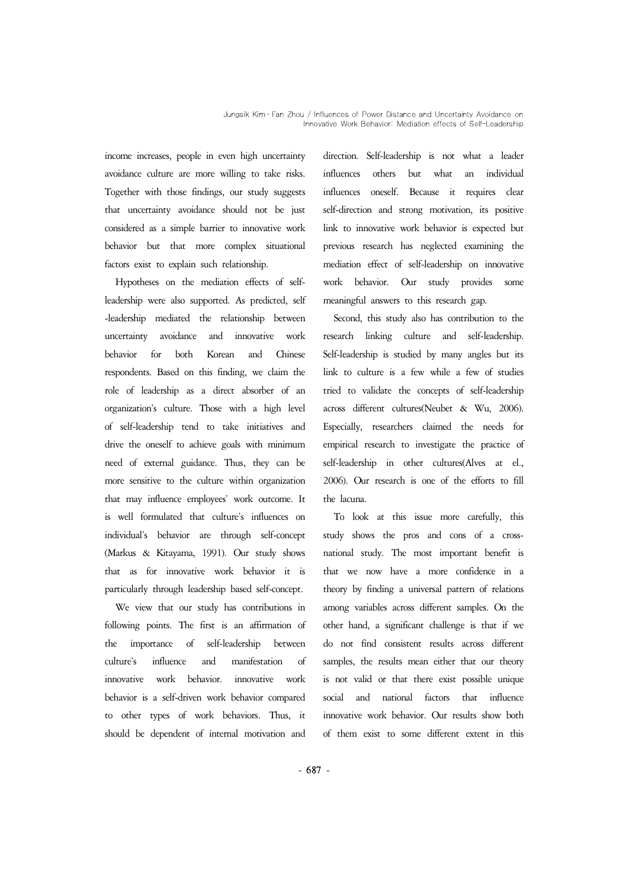income increases, people in even high uncertainty avoidance culture are more willing to take risks. Together with those findings, our study suggests that uncertainty avoidance should not be just considered as a simple barrier to innovative work behavior but that more complex situational factors exist to explain such relationship.

Hypotheses on the mediation effects of self-leadership were also supported. As predicted, self -leadership mediated the relationship between uncertainty avoidance and innovative work behavior for both Korean and Chinese respondents. Based on this finding, we claim the role of leadership as a direct absorber of an organization's culture. Those with a high level of self-leadership tend to take initiatives and drive the oneself to achieve goals with minimum need of external guidance. Thus, they can be more sensitive to the culture within organization that may influence employees' work outcome. It is well formulated that culture's influences on individual's behavior are through self-concept (Markus & Kitayama, 1991). Our study shows that as for innovative work behavior it is particularly through leadership based self-concept.

We view that our study has contributions in following points. The first is an affirmation of the importance of self-leadership between culture's influence and manifestation of innovative work behavior. innovative work behavior is a self-driven work behavior compared to other types of work behaviors. Thus, it should be dependent of internal motivation and direction. Self-leadership is not what a leader influences others but what an individual influences oneself. Because it requires clear self-direction and strong motivation, its positive link to innovative work behavior is expected but previous research has neglected examining the mediation effect of self-leadership on innovative work behavior. Our study provides some meaningful answers to this research gap.

Second, this study also has contribution to the research linking culture and self-leadership. Self-leadership is studied by many angles but its link to culture is a few while a few of studies tried to validate the concepts of self-leadership across different cultures(Neubet & Wu, 2006). Especially, researchers claimed the needs for empirical research to investigate the practice of self-leadership in other cultures(Alves at el., 2006). Our research is one of the efforts to fill the lacuna.

To look at this issue more carefully, this study shows the pros and cons of a cross-national study. The most important benefit is that we now have a more confidence in a theory by finding a universal pattern of relations among variables across different samples. On the other hand, a significant challenge is that if we do not find consistent results across different samples, the results mean either that our theory is not valid or that there exist possible unique social and national factors that influence innovative work behavior. Our results show both of them exist to some different extent in this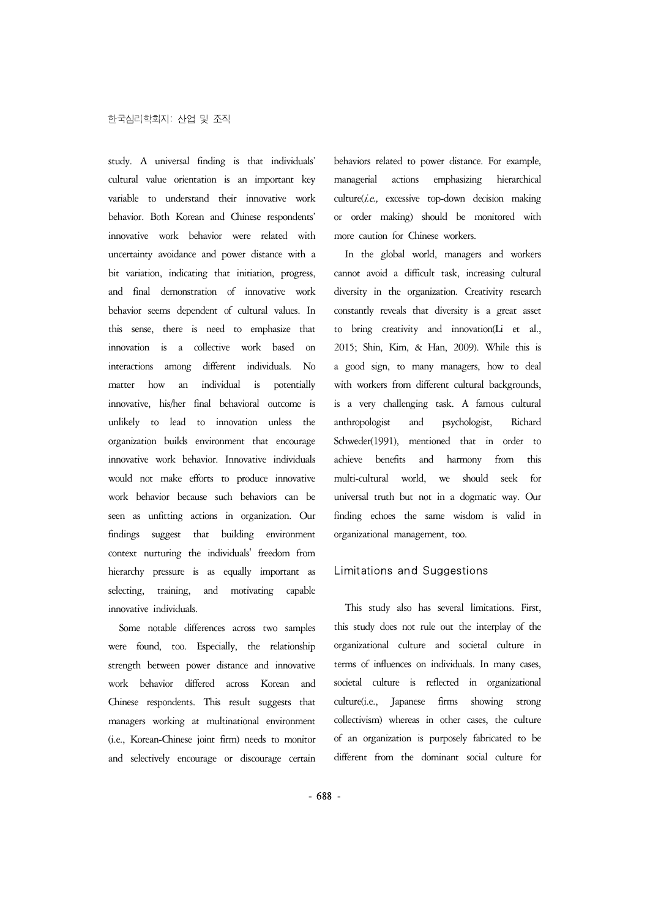study. A universal finding is that individuals' cultural value orientation is an important key variable to understand their innovative work behavior. Both Korean and Chinese respondents' innovative work behavior were related with uncertainty avoidance and power distance with a bit variation, indicating that initiation, progress, and final demonstration of innovative work behavior seems dependent of cultural values. In this sense, there is need to emphasize that innovation is a collective work based on interactions among different individuals. No matter how an individual is potentially innovative, his/her final behavioral outcome is unlikely to lead to innovation unless the organization builds environment that encourage innovative work behavior. Innovative individuals would not make efforts to produce innovative work behavior because such behaviors can be seen as unfitting actions in organization. Our findings suggest that building environment context nurturing the individuals' freedom from hierarchy pressure is as equally important as selecting, training, and motivating capable innovative individuals.

Some notable differences across two samples were found, too. Especially, the relationship strength between power distance and innovative work behavior differed across Korean and Chinese respondents. This result suggests that managers working at multinational environment (i.e., Korean-Chinese joint firm) needs to monitor and selectively encourage or discourage certain behaviors related to power distance. For example, managerial actions emphasizing hierarchical culture(*i.e.,* excessive top-down decision making or order making) should be monitored with more caution for Chinese workers.

In the global world, managers and workers cannot avoid a difficult task, increasing cultural diversity in the organization. Creativity research constantly reveals that diversity is a great asset to bring creativity and innovation(Li et al., 2015; Shin, Kim, & Han, 2009). While this is a good sign, to many managers, how to deal with workers from different cultural backgrounds, is a very challenging task. A famous cultural anthropologist and psychologist, Richard Schweder(1991), mentioned that in order to achieve benefits and harmony from this multi-cultural world, we should seek for universal truth but not in a dogmatic way. Our finding echoes the same wisdom is valid in organizational management, too.

## Limitations and Suggestions

This study also has several limitations. First, this study does not rule out the interplay of the organizational culture and societal culture in terms of influences on individuals. In many cases, societal culture is reflected in organizational culture(i.e., Japanese firms showing strong collectivism) whereas in other cases, the culture of an organization is purposely fabricated to be different from the dominant social culture for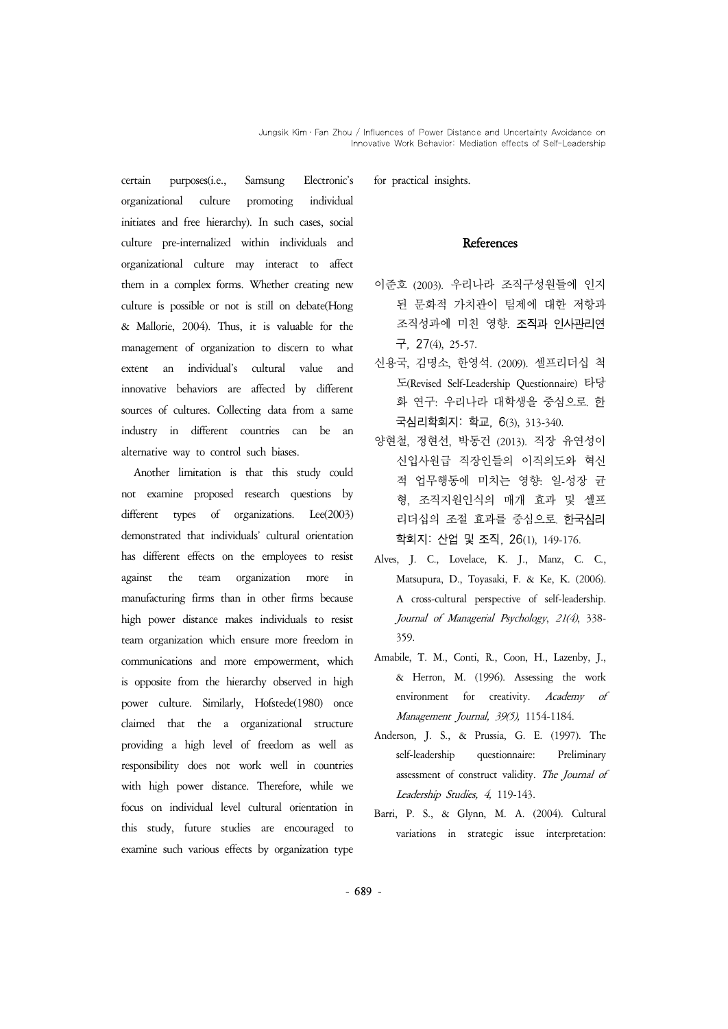certain purposes(i.e., Samsung Electronic's organizational culture promoting individual initiates and free hierarchy). In such cases, social culture pre-internalized within individuals and organizational culture may interact to affect them in a complex forms. Whether creating new culture is possible or not is still on debate(Hong & Mallorie, 2004). Thus, it is valuable for the management of organization to discern to what extent an individual's cultural value and innovative behaviors are affected by different sources of cultures. Collecting data from a same industry in different countries can be an alternative way to control such biases.

Another limitation is that this study could not examine proposed research questions by different types of organizations. Lee(2003) demonstrated that individuals' cultural orientation has different effects on the employees to resist against the team organization more in manufacturing firms than in other firms because high power distance makes individuals to resist team organization which ensure more freedom in communications and more empowerment, which is opposite from the hierarchy observed in high power culture. Similarly, Hofstede(1980) once claimed that the a organizational structure providing a high level of freedom as well as responsibility does not work well in countries with high power distance. Therefore, while we focus on individual level cultural orientation in this study, future studies are encouraged to examine such various effects by organization type for practical insights.

## References

이준호 (2003). 우리나라 조직구성원들에 인지된 문화적 가치관이 팀제에 대한 저항과 조직성과에 미친 영향. **조직과 인사관리연구, 27**(4), 25-57.

신용국, 김명소, 한영석. (2009). 셀프리더십 척도(Revised Self-Leadership Questionnaire) 타당화 연구: 우리나라 대학생을 중심으로. **한국심리학회지: 학교, 6**(3), 313-340.

양현철, 정현선, 박동건 (2013). 직장 유연성이 신입사원급 직장인들의 이직의도와 혁신적 업무행동에 미치는 영향: 일-성장 균형, 조직지원인식의 매개 효과 및 셀프리더십의 조절 효과를 중심으로. **한국심리학회지: 산업 및 조직, 26**(1), 149-176.

Alves, J. C., Lovelace, K. J., Manz, C. C., Matsupura, D., Toyasaki, F. & Ke, K. (2006). A cross-cultural perspective of self-leadership. *Journal of Managerial Psychology*, *21(4)*, 338-359.

Amabile, T. M., Conti, R., Coon, H., Lazenby, J., & Herron, M. (1996). Assessing the work environment for creativity. *Academy of Management Journal, 39(5),* 1154-1184.

Anderson, J. S., & Prussia, G. E. (1997). The self-leadership questionnaire: Preliminary assessment of construct validity. *The Journal of Leadership Studies, 4,* 119-143.

Barri, P. S., & Glynn, M. A. (2004). Cultural variations in strategic issue interpretation: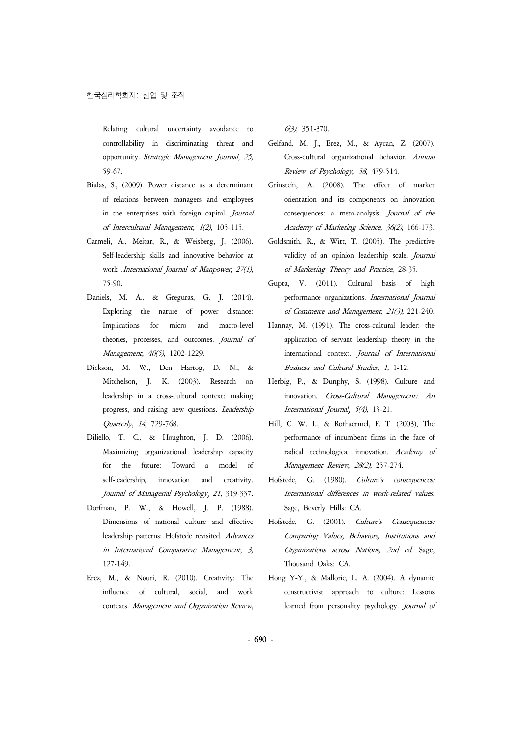Relating cultural uncertainty avoidance to controllability in discriminating threat and opportunity. *Strategic Management Journal, 25,* 59-67.

Bialas, S., (2009). Power distance as a determinant of relations between managers and employees in the enterprises with foreign capital. *Journal of Intercultural Management, 1(2),* 105-115.

Carmeli, A., Meitar, R., & Weisberg, J. (2006). Self-leadership skills and innovative behavior at work .*International Journal of Manpower, 27(1),* 75-90.

Daniels, M. A., & Greguras, G. J. (2014). Exploring the nature of power distance: Implications for micro and macro-level theories, processes, and outcomes. *Journal of Management, 40(5),* 1202-1229.

Dickson, M. W., Den Hartog, D. N., & Mitchelson, J. K. (2003). Research on leadership in a cross-cultural context: making progress, and raising new questions. *Leadership Quarterly*, *14,* 729-768.

Diliello, T. C., & Houghton, J. D. (2006). Maximizing organizational leadership capacity for the future: Toward a model of self-leadership, innovation and creativity. *Journal of Managerial Psychology, 21,* 319-337.

Dorfman, P. W., & Howell, J. P. (1988). Dimensions of national culture and effective leadership patterns: Hofstede revisited. *Advances in International Comparative Management*, *3,* 127-149.

Erez, M., & Nouri, R. (2010). Creativity: The influence of cultural, social, and work contexts. *Management and Organization Review*, *6(3),* 351-370.

Gelfand, M. J., Erez, M., & Aycan, Z. (2007). Cross-cultural organizational behavior. *Annual Review of Psychology, 58,* 479-514.

Grinstein, A. (2008). The effect of market orientation and its components on innovation consequences: a meta-analysis. *Journal of the Academy of Marketing Science, 36(2),* 166-173.

Goldsmith, R., & Witt, T. (2005). The predictive validity of an opinion leadership scale. *Journal of Marketing Theory and Practice*, 28-35.

Gupta, V. (2011). Cultural basis of high performance organizations. *International Journal of Commerce and Management*, *21(3),* 221-240.

Hannay, M. (1991). The cross-cultural leader: the application of servant leadership theory in the international context. *Journal of International Business and Cultural Studies, 1,* 1-12.

Herbig, P., & Dunphy, S. (1998). Culture and innovation. *Cross-Cultural Management: An International Journal, 5(4),* 13-21.

Hill, C. W. L., & Rothaermel, F. T. (2003), The performance of incumbent firms in the face of radical technological innovation. *Academy of Management Review, 28(2),* 257-274.

Hofstede, G. (1980). *Culture's consequences: International differences in work-related values.* Sage, Beverly Hills: CA.

Hofstede, G. (2001). *Culture's Consequences: Comparing Values, Behaviors, Institutions and Organizations across Nations, 2nd ed.* Sage, Thousand Oaks: CA.

Hong Y-Y., & Mallorie, L. A. (2004). A dynamic constructivist approach to culture: Lessons learned from personality psychology. *Journal of*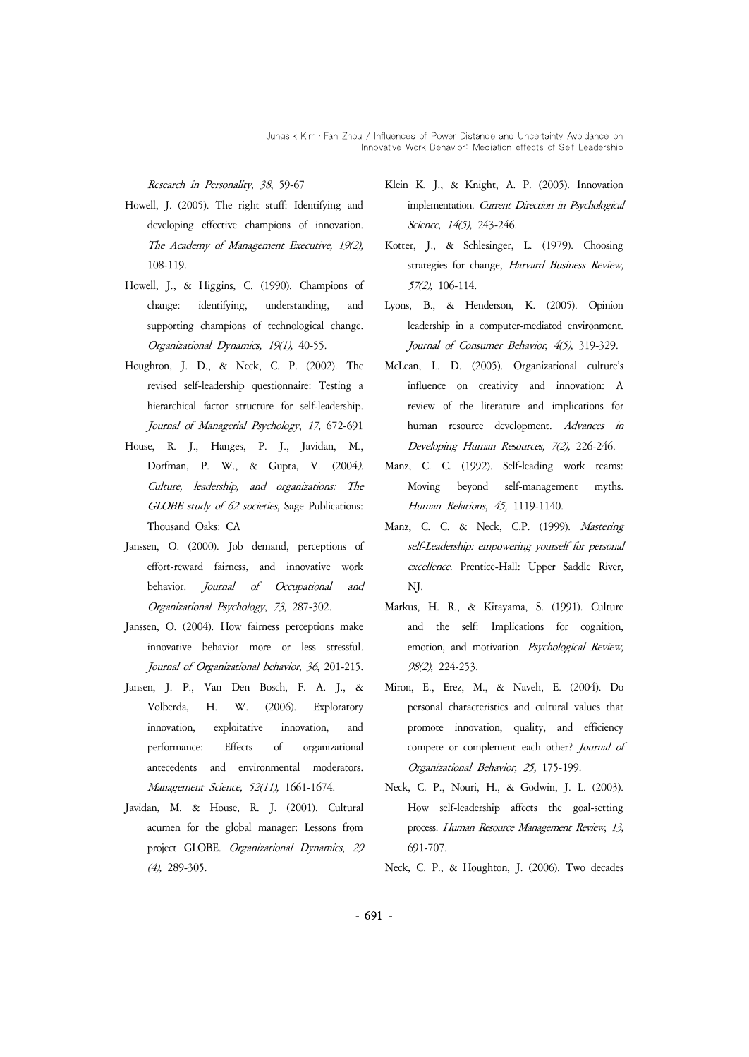*Research in Personality, 38*, 59-67

Howell, J. (2005). The right stuff: Identifying and developing effective champions of innovation. *The Academy of Management Executive, 19(2),* 108-119.

Howell, J., & Higgins, C. (1990). Champions of change: identifying, understanding, and supporting champions of technological change. *Organizational Dynamics, 19(1),* 40-55.

Houghton, J. D., & Neck, C. P. (2002). The revised self-leadership questionnaire: Testing a hierarchical factor structure for self-leadership. *Journal of Managerial Psychology*, *17,* 672-691

House, R. J., Hanges, P. J., Javidan, M., Dorfman, P. W., & Gupta, V. (2004*). Culture, leadership, and organizations: The GLOBE study of 62 societies*, Sage Publications: Thousand Oaks: CA

Janssen, O. (2000). Job demand, perceptions of effort-reward fairness, and innovative work behavior. *Journal of Occupational and Organizational Psychology*, *73,* 287-302.

Janssen, O. (2004). How fairness perceptions make innovative behavior more or less stressful. *Journal of Organizational behavior, 36*, 201-215.

Jansen, J. P., Van Den Bosch, F. A. J., & Volberda, H. W. (2006). Exploratory innovation, exploitative innovation, and performance: Effects of organizational antecedents and environmental moderators. *Management Science, 52(11),* 1661-1674.

Javidan, M. & House, R. J. (2001). Cultural acumen for the global manager: Lessons from project GLOBE. *Organizational Dynamics*, *29 (4),* 289-305.

Klein K. J., & Knight, A. P. (2005). Innovation implementation. *Current Direction in Psychological Science, 14(5),* 243-246.

Kotter, J., & Schlesinger, L. (1979). Choosing strategies for change, *Harvard Business Review, 57(2),* 106-114.

Lyons, B., & Henderson, K. (2005). Opinion leadership in a computer-mediated environment. *Journal of Consumer Behavior*, *4(5),* 319-329.

McLean, L. D. (2005). Organizational culture's influence on creativity and innovation: A review of the literature and implications for human resource development. *Advances in Developing Human Resources, 7(2),* 226-246.

Manz, C. C. (1992). Self-leading work teams: Moving beyond self-management myths. *Human Relations*, *45,* 1119-1140.

Manz, C. C. & Neck, C.P. (1999). *Mastering self-Leadership: empowering yourself for personal excellence*. Prentice-Hall: Upper Saddle River, NJ.

Markus, H. R., & Kitayama, S. (1991). Culture and the self: Implications for cognition, emotion, and motivation. *Psychological Review, 98(2),* 224-253.

Miron, E., Erez, M., & Naveh, E. (2004). Do personal characteristics and cultural values that promote innovation, quality, and efficiency compete or complement each other? *Journal of Organizational Behavior, 25,* 175-199.

Neck, C. P., Nouri, H., & Godwin, J. L. (2003). How self-leadership affects the goal-setting process. *Human Resource Management Review*, *13,* 691-707.

Neck, C. P., & Houghton, J. (2006). Two decades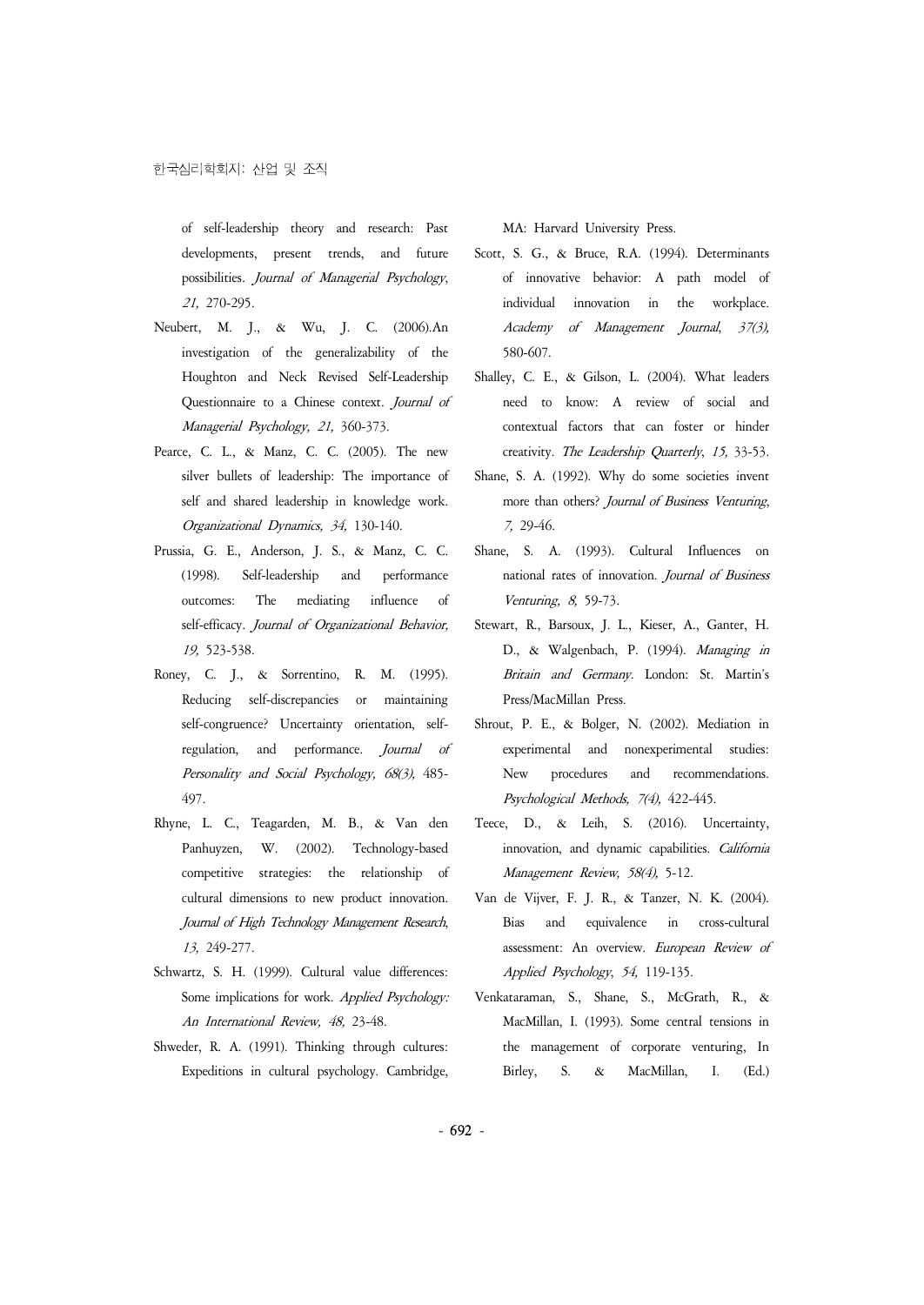of self-leadership theory and research: Past developments, present trends, and future possibilities. *Journal of Managerial Psychology*, *21,* 270-295.

Neubert, M. J., & Wu, J. C. (2006).An investigation of the generalizability of the Houghton and Neck Revised Self-Leadership Questionnaire to a Chinese context. *Journal of Managerial Psychology, 21,* 360-373.

Pearce, C. L., & Manz, C. C. (2005). The new silver bullets of leadership: The importance of self and shared leadership in knowledge work. *Organizational Dynamics, 34,* 130-140.

Prussia, G. E., Anderson, J. S., & Manz, C. C. (1998). Self-leadership and performance outcomes: The mediating influence of self-efficacy. *Journal of Organizational Behavior, 19,* 523-538.

Roney, C. J., & Sorrentino, R. M. (1995). Reducing self-discrepancies or maintaining self-congruence? Uncertainty orientation, self-regulation, and performance. *Journal of Personality and Social Psychology, 68(3),* 485-497.

Rhyne, L. C., Teagarden, M. B., & Van den Panhuyzen, W. (2002). Technology-based competitive strategies: the relationship of cultural dimensions to new product innovation. *Journal of High Technology Management Research*, *13,* 249-277.

Schwartz, S. H. (1999). Cultural value differences: Some implications for work. *Applied Psychology: An International Review, 48,* 23-48.

Shweder, R. A. (1991). Thinking through cultures: Expeditions in cultural psychology. Cambridge, MA: Harvard University Press.

Scott, S. G., & Bruce, R.A. (1994). Determinants of innovative behavior: A path model of individual innovation in the workplace. *Academy of Management Journal, 37(3),* 580-607.

Shalley, C. E., & Gilson, L. (2004). What leaders need to know: A review of social and contextual factors that can foster or hinder creativity. *The Leadership Quarterly*, *15,* 33-53.

Shane, S. A. (1992). Why do some societies invent more than others? *Journal of Business Venturing*, *7,* 29-46.

Shane, S. A. (1993). Cultural Influences on national rates of innovation. *Journal of Business Venturing, 8,* 59-73.

Stewart, R., Barsoux, J. L., Kieser, A., Ganter, H. D., & Walgenbach, P. (1994). *Managing in Britain and Germany*. London: St. Martin's Press/MacMillan Press.

Shrout, P. E., & Bolger, N. (2002). Mediation in experimental and nonexperimental studies: New procedures and recommendations. *Psychological Methods, 7(4),* 422-445.

Teece, D., & Leih, S. (2016). Uncertainty, innovation, and dynamic capabilities. *California Management Review, 58(4),* 5-12.

Van de Vijver, F. J. R., & Tanzer, N. K. (2004). Bias and equivalence in cross-cultural assessment: An overview. *European Review of Applied Psychology*, *54,* 119-135.

Venkataraman, S., Shane, S., McGrath, R., & MacMillan, I. (1993). Some central tensions in the management of corporate venturing, In Birley, S. & MacMillan, I. (Ed.)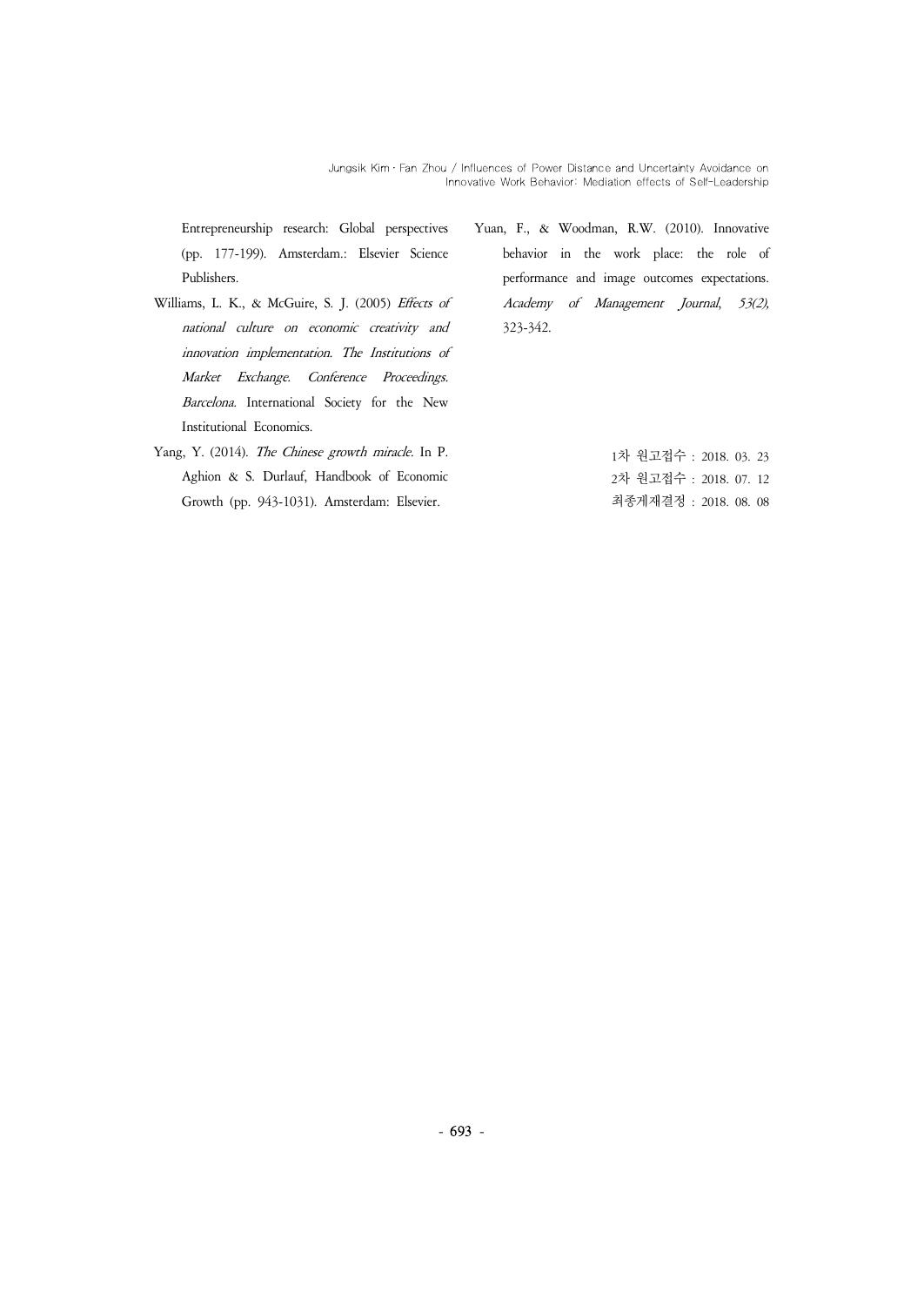Entrepreneurship research: Global perspectives (pp. 177-199). Amsterdam.: Elsevier Science Publishers.

Williams, L. K., & McGuire, S. J. (2005) *Effects of national culture on economic creativity and innovation implementation. The Institutions of Market Exchange. Conference Proceedings. Barcelona.* International Society for the New Institutional Economics.

Yang, Y. (2014). *The Chinese growth miracle*. In P. Aghion & S. Durlauf, Handbook of Economic Growth (pp. 943-1031). Amsterdam: Elsevier.

Yuan, F., & Woodman, R.W. (2010). Innovative behavior in the work place: the role of performance and image outcomes expectations. *Academy of Management Journal, 53(2),* 323-342.

1차 원고접수 : 2018. 03. 23
2차 원고접수 : 2018. 07. 12
최종게재결정 : 2018. 08. 08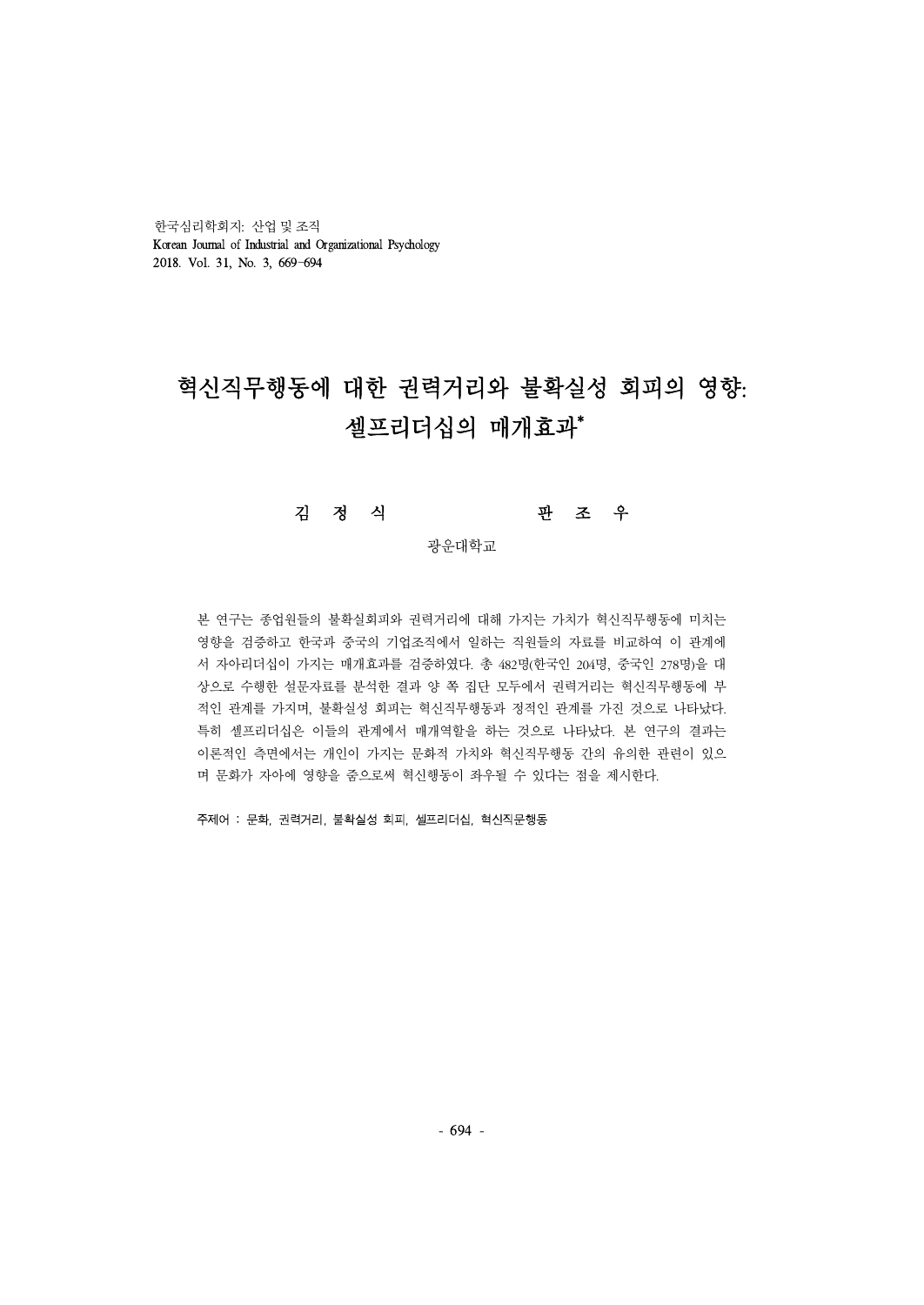# 혁신직무행동에 대한 권력거리와 불확실성 회피의 영향: 셀프리더십의 매개효과*

김 정 식　　　　판 조 우

광운대학교

본 연구는 종업원들의 불확실회피와 권력거리에 대해 가지는 가치가 혁신직무행동에 미치는 영향을 검증하고 한국과 중국의 기업조직에서 일하는 직원들의 자료를 비교하여 이 관계에서 자아리더십이 가지는 매개효과를 검증하였다. 총 482명(한국인 204명, 중국인 278명)을 대상으로 수행한 설문자료를 분석한 결과 양 쪽 집단 모두에서 권력거리는 혁신직무행동에 부적인 관계를 가지며, 불확실성 회피는 혁신직무행동과 정적인 관계를 가진 것으로 나타났다. 특히 셀프리더십은 이들의 관계에서 매개역할을 하는 것으로 나타났다. 본 연구의 결과는 이론적인 측면에서는 개인이 가지는 문화적 가치와 혁신직무행동 간의 유의한 관련이 있으며 문화가 자아에 영향을 줌으로써 혁신행동이 좌우될 수 있다는 점을 제시한다.

주제어 : 문화, 권력거리, 불확실성 회피, 셀프리더십, 혁신직문행동